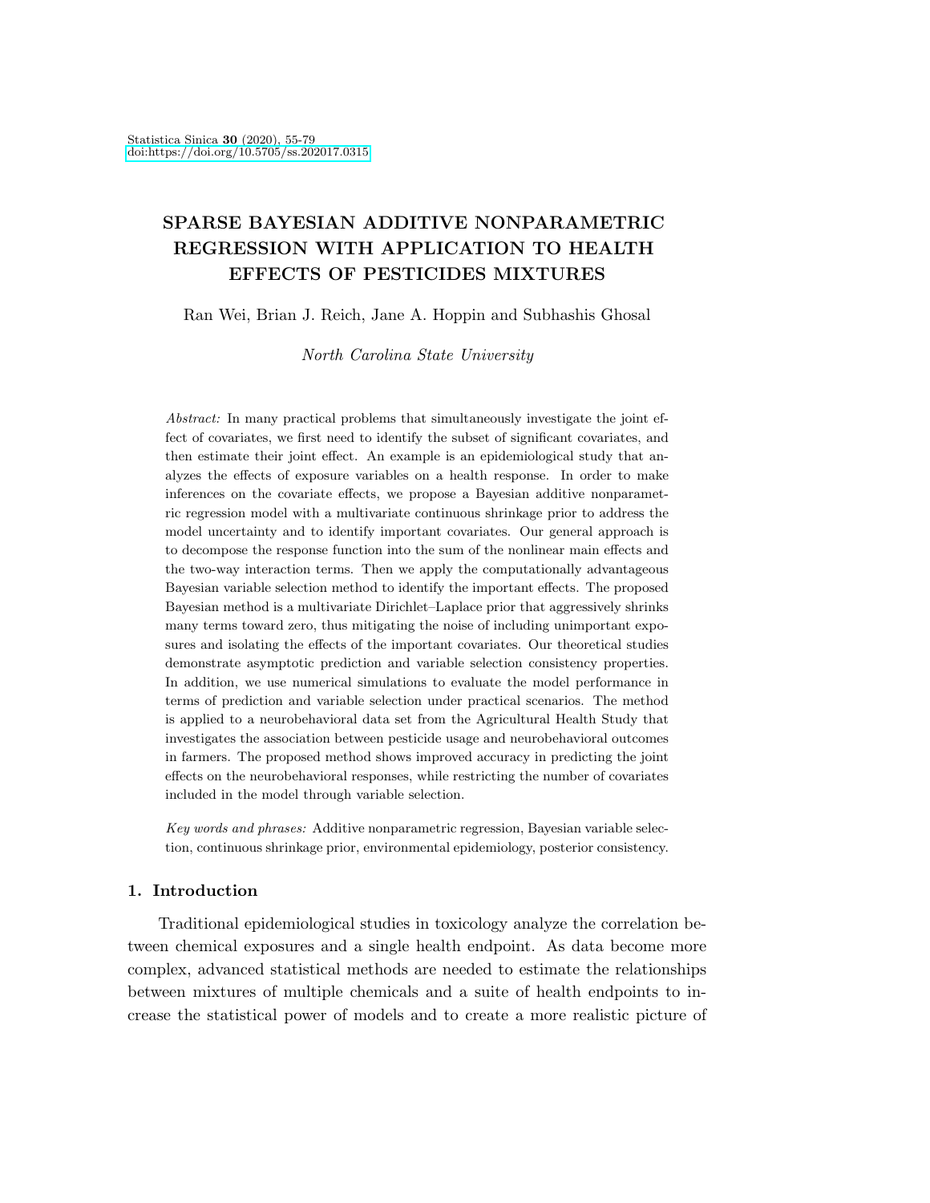# SPARSE BAYESIAN ADDITIVE NONPARAMETRIC REGRESSION WITH APPLICATION TO HEALTH EFFECTS OF PESTICIDES MIXTURES

Ran Wei, Brian J. Reich, Jane A. Hoppin and Subhashis Ghosal

*North Carolina State University*

*Abstract:* In many practical problems that simultaneously investigate the joint effect of covariates, we first need to identify the subset of significant covariates, and then estimate their joint effect. An example is an epidemiological study that analyzes the effects of exposure variables on a health response. In order to make inferences on the covariate effects, we propose a Bayesian additive nonparametric regression model with a multivariate continuous shrinkage prior to address the model uncertainty and to identify important covariates. Our general approach is to decompose the response function into the sum of the nonlinear main effects and the two-way interaction terms. Then we apply the computationally advantageous Bayesian variable selection method to identify the important effects. The proposed Bayesian method is a multivariate Dirichlet–Laplace prior that aggressively shrinks many terms toward zero, thus mitigating the noise of including unimportant exposures and isolating the effects of the important covariates. Our theoretical studies demonstrate asymptotic prediction and variable selection consistency properties. In addition, we use numerical simulations to evaluate the model performance in terms of prediction and variable selection under practical scenarios. The method is applied to a neurobehavioral data set from the Agricultural Health Study that investigates the association between pesticide usage and neurobehavioral outcomes in farmers. The proposed method shows improved accuracy in predicting the joint effects on the neurobehavioral responses, while restricting the number of covariates included in the model through variable selection.

*Key words and phrases:* Additive nonparametric regression, Bayesian variable selection, continuous shrinkage prior, environmental epidemiology, posterior consistency.

## 1. Introduction

Traditional epidemiological studies in toxicology analyze the correlation between chemical exposures and a single health endpoint. As data become more complex, advanced statistical methods are needed to estimate the relationships between mixtures of multiple chemicals and a suite of health endpoints to increase the statistical power of models and to create a more realistic picture of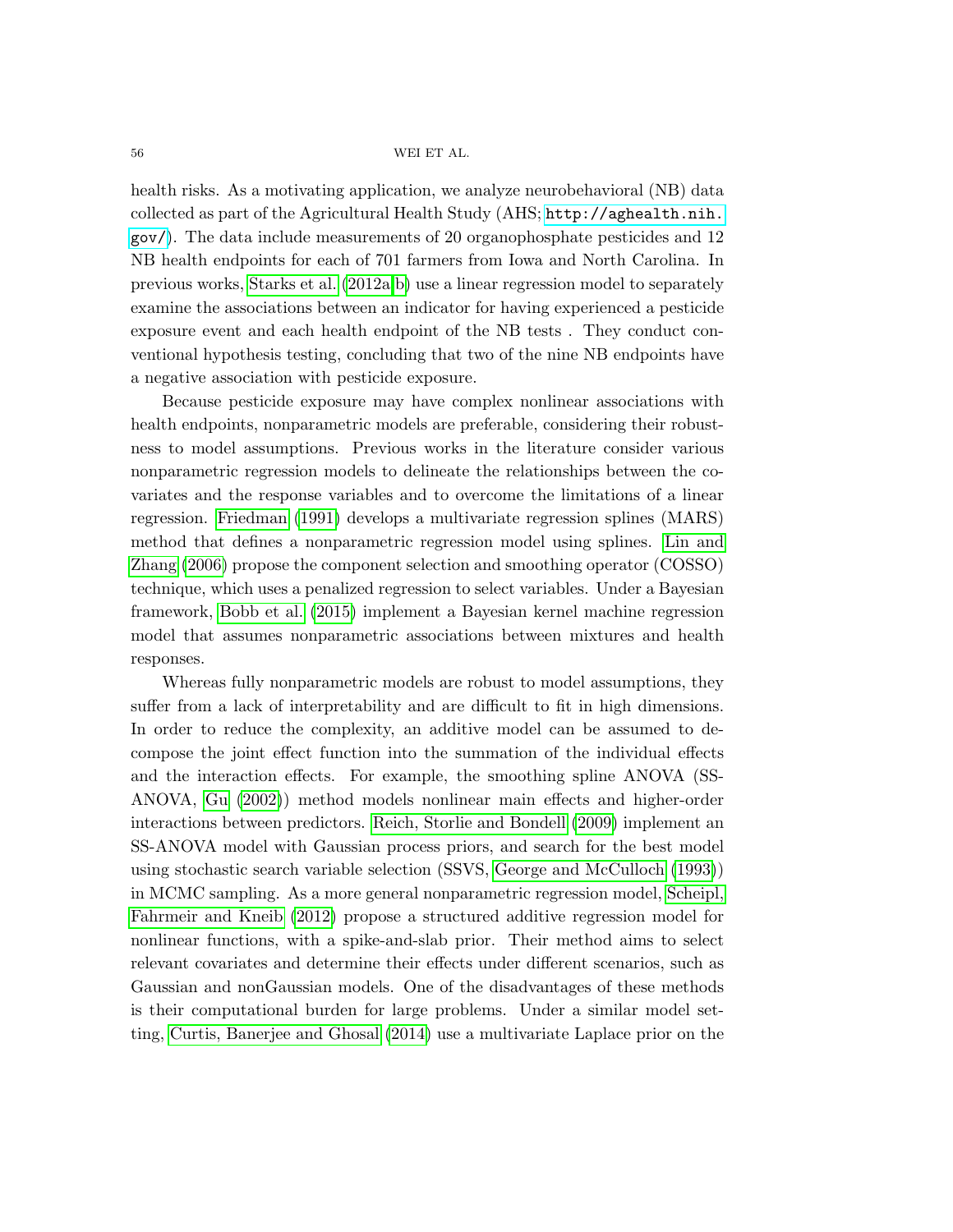health risks. As a motivating application, we analyze neurobehavioral (NB) data collected as part of the Agricultural Health Study (AHS; http://aghealth.nih.gov/). The data include measurements of 20 organophosphate pesticides and 12 NB health endpoints for each of 701 farmers from Iowa and North Carolina. In previous works, Starks et al. (2012a,b) use a linear regression model to separately examine the associations between an indicator for having experienced a pesticide exposure event and each health endpoint of the NB tests . They conduct conventional hypothesis testing, concluding that two of the nine NB endpoints have a negative association with pesticide exposure.

Because pesticide exposure may have complex nonlinear associations with health endpoints, nonparametric models are preferable, considering their robustness to model assumptions. Previous works in the literature consider various nonparametric regression models to delineate the relationships between the covariates and the response variables and to overcome the limitations of a linear regression. Friedman (1991) develops a multivariate regression splines (MARS) method that defines a nonparametric regression model using splines. Lin and Zhang (2006) propose the component selection and smoothing operator (COSSO) technique, which uses a penalized regression to select variables. Under a Bayesian framework, Bobb et al. (2015) implement a Bayesian kernel machine regression model that assumes nonparametric associations between mixtures and health responses.

Whereas fully nonparametric models are robust to model assumptions, they suffer from a lack of interpretability and are difficult to fit in high dimensions. In order to reduce the complexity, an additive model can be assumed to decompose the joint effect function into the summation of the individual effects and the interaction effects. For example, the smoothing spline ANOVA (SS-ANOVA, Gu (2002)) method models nonlinear main effects and higher-order interactions between predictors. Reich, Storlie and Bondell (2009) implement an SS-ANOVA model with Gaussian process priors, and search for the best model using stochastic search variable selection (SSVS, George and McCulloch (1993)) in MCMC sampling. As a more general nonparametric regression model, Scheipl, Fahrmeir and Kneib (2012) propose a structured additive regression model for nonlinear functions, with a spike-and-slab prior. Their method aims to select relevant covariates and determine their effects under different scenarios, such as Gaussian and nonGaussian models. One of the disadvantages of these methods is their computational burden for large problems. Under a similar model setting, Curtis, Banerjee and Ghosal (2014) use a multivariate Laplace prior on the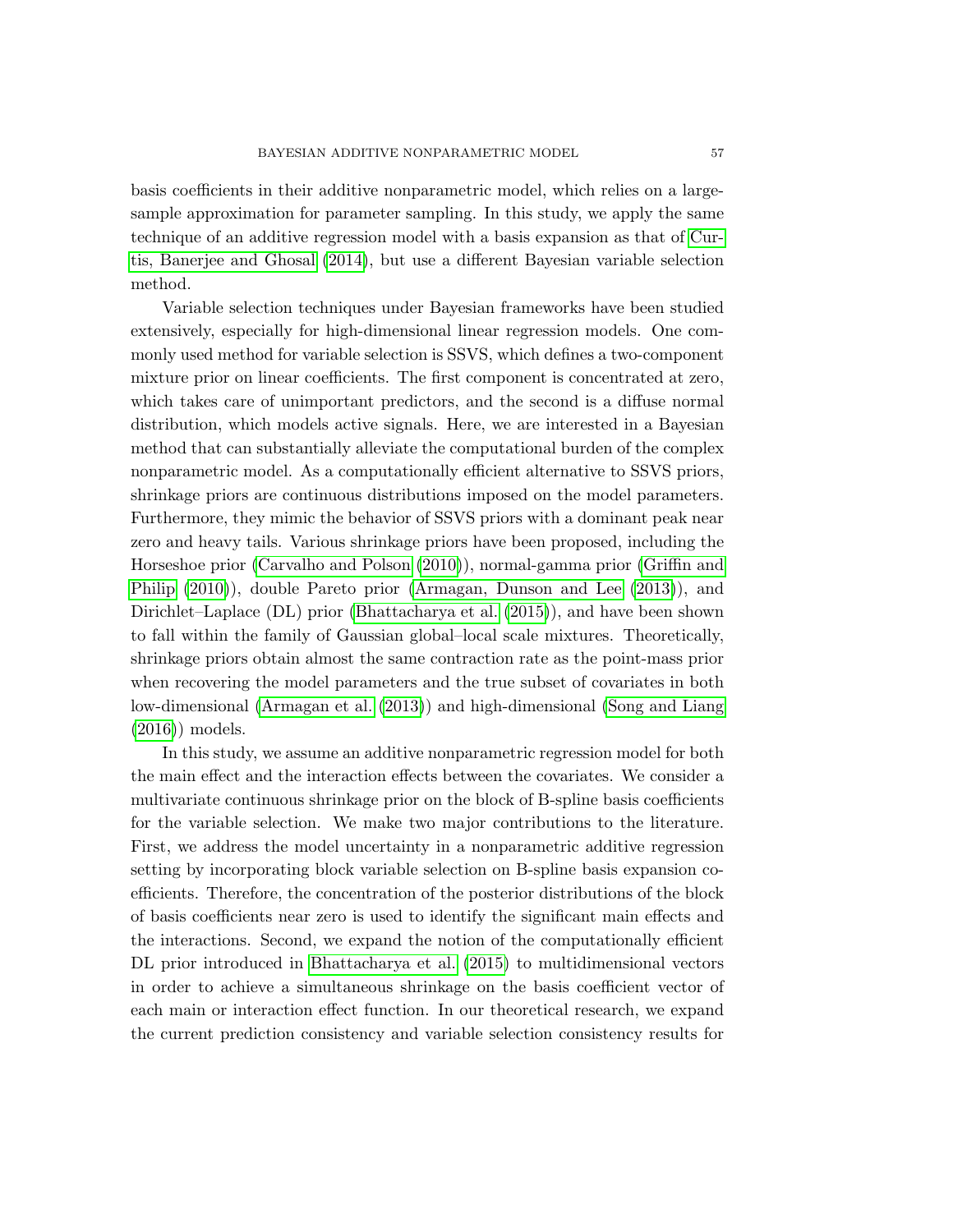basis coefficients in their additive nonparametric model, which relies on a large-sample approximation for parameter sampling. In this study, we apply the same technique of an additive regression model with a basis expansion as that of Curtis, Banerjee and Ghosal (2014), but use a different Bayesian variable selection method.

Variable selection techniques under Bayesian frameworks have been studied extensively, especially for high-dimensional linear regression models. One commonly used method for variable selection is SSVS, which defines a two-component mixture prior on linear coefficients. The first component is concentrated at zero, which takes care of unimportant predictors, and the second is a diffuse normal distribution, which models active signals. Here, we are interested in a Bayesian method that can substantially alleviate the computational burden of the complex nonparametric model. As a computationally efficient alternative to SSVS priors, shrinkage priors are continuous distributions imposed on the model parameters. Furthermore, they mimic the behavior of SSVS priors with a dominant peak near zero and heavy tails. Various shrinkage priors have been proposed, including the Horseshoe prior (Carvalho and Polson (2010)), normal-gamma prior (Griffin and Philip (2010)), double Pareto prior (Armagan, Dunson and Lee (2013)), and Dirichlet–Laplace (DL) prior (Bhattacharya et al. (2015)), and have been shown to fall within the family of Gaussian global–local scale mixtures. Theoretically, shrinkage priors obtain almost the same contraction rate as the point-mass prior when recovering the model parameters and the true subset of covariates in both low-dimensional (Armagan et al. (2013)) and high-dimensional (Song and Liang (2016)) models.

In this study, we assume an additive nonparametric regression model for both the main effect and the interaction effects between the covariates. We consider a multivariate continuous shrinkage prior on the block of B-spline basis coefficients for the variable selection. We make two major contributions to the literature. First, we address the model uncertainty in a nonparametric additive regression setting by incorporating block variable selection on B-spline basis expansion coefficients. Therefore, the concentration of the posterior distributions of the block of basis coefficients near zero is used to identify the significant main effects and the interactions. Second, we expand the notion of the computationally efficient DL prior introduced in Bhattacharya et al. (2015) to multidimensional vectors in order to achieve a simultaneous shrinkage on the basis coefficient vector of each main or interaction effect function. In our theoretical research, we expand the current prediction consistency and variable selection consistency results for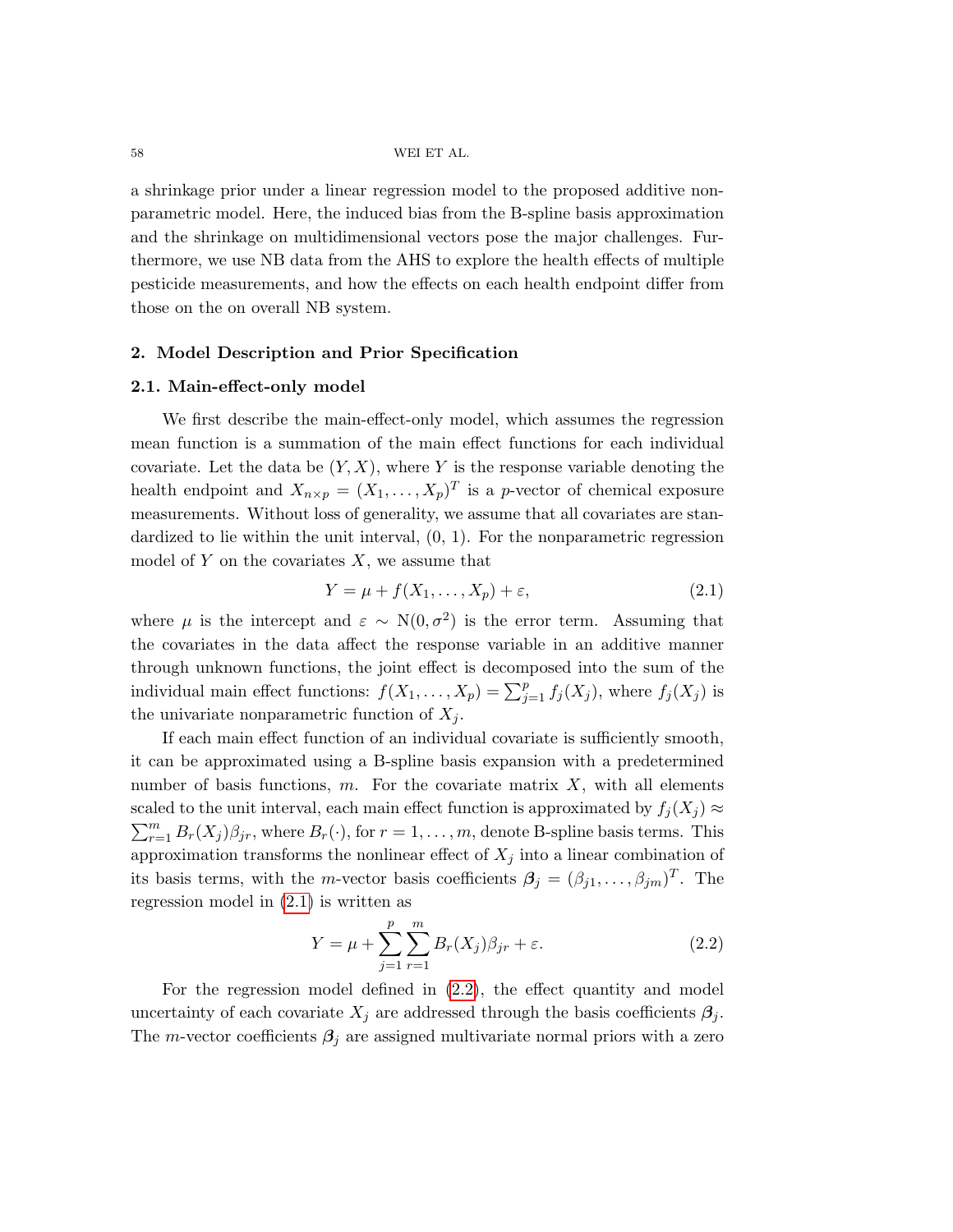a shrinkage prior under a linear regression model to the proposed additive nonparametric model. Here, the induced bias from the B-spline basis approximation and the shrinkage on multidimensional vectors pose the major challenges. Furthermore, we use NB data from the AHS to explore the health effects of multiple pesticide measurements, and how the effects on each health endpoint differ from those on the on overall NB system.

## 2. Model Description and Prior Specification

### 2.1. Main-effect-only model

We first describe the main-effect-only model, which assumes the regression mean function is a summation of the main effect functions for each individual covariate. Let the data be $(Y, X)$, where $Y$ is the response variable denoting the health endpoint and $X_{n \times p} = (X_1, \ldots, X_p)^T$ is a $p$-vector of chemical exposure measurements. Without loss of generality, we assume that all covariates are standardized to lie within the unit interval, (0, 1). For the nonparametric regression model of $Y$ on the covariates $X$, we assume that

$$Y = \mu + f(X_1, \ldots, X_p) + \varepsilon, \tag{2.1}$$

where $\mu$ is the intercept and $\varepsilon \sim \mathrm{N}(0, \sigma^2)$ is the error term. Assuming that the covariates in the data affect the response variable in an additive manner through unknown functions, the joint effect is decomposed into the sum of the individual main effect functions: $f(X_1, \ldots, X_p) = \sum_{j=1}^{p} f_j(X_j)$, where $f_j(X_j)$ is the univariate nonparametric function of $X_j$.

If each main effect function of an individual covariate is sufficiently smooth, it can be approximated using a B-spline basis expansion with a predetermined number of basis functions, $m$. For the covariate matrix $X$, with all elements scaled to the unit interval, each main effect function is approximated by $f_j(X_j) \approx \sum_{r=1}^{m} B_r(X_j)\beta_{jr}$, where $B_r(\cdot)$, for $r = 1, \ldots, m$, denote B-spline basis terms. This approximation transforms the nonlinear effect of $X_j$ into a linear combination of its basis terms, with the $m$-vector basis coefficients $\boldsymbol{\beta}_j = (\beta_{j1}, \ldots, \beta_{jm})^T$. The regression model in (2.1) is written as

$$Y = \mu + \sum_{j=1}^{p} \sum_{r=1}^{m} B_r(X_j)\beta_{jr} + \varepsilon. \tag{2.2}$$

For the regression model defined in (2.2), the effect quantity and model uncertainty of each covariate $X_j$ are addressed through the basis coefficients $\boldsymbol{\beta}_j$. The $m$-vector coefficients $\boldsymbol{\beta}_j$ are assigned multivariate normal priors with a zero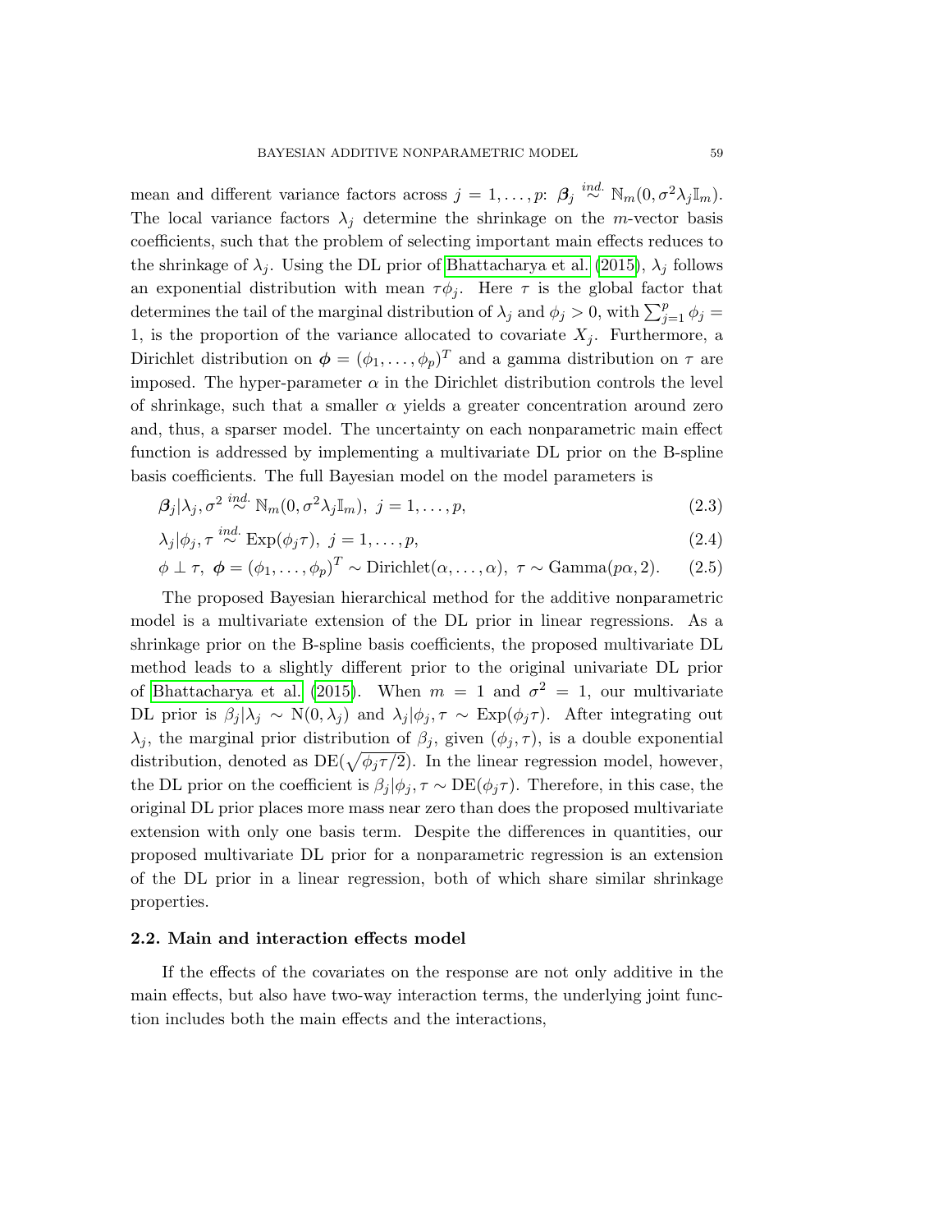mean and different variance factors across $j = 1, \ldots, p$: $\boldsymbol{\beta}_j \overset{ind.}{\sim} \mathbb{N}_m(0, \sigma^2 \lambda_j \mathbb{I}_m)$. The local variance factors $\lambda_j$ determine the shrinkage on the $m$-vector basis coefficients, such that the problem of selecting important main effects reduces to the shrinkage of $\lambda_j$. Using the DL prior of Bhattacharya et al. (2015), $\lambda_j$ follows an exponential distribution with mean $\tau\phi_j$. Here $\tau$ is the global factor that determines the tail of the marginal distribution of $\lambda_j$ and $\phi_j > 0$, with $\sum_{j=1}^{p} \phi_j = 1$, is the proportion of the variance allocated to covariate $X_j$. Furthermore, a Dirichlet distribution on $\boldsymbol{\phi} = (\phi_1, \ldots, \phi_p)^T$ and a gamma distribution on $\tau$ are imposed. The hyper-parameter $\alpha$ in the Dirichlet distribution controls the level of shrinkage, such that a smaller $\alpha$ yields a greater concentration around zero and, thus, a sparser model. The uncertainty on each nonparametric main effect function is addressed by implementing a multivariate DL prior on the B-spline basis coefficients. The full Bayesian model on the model parameters is

$$\boldsymbol{\beta}_j | \lambda_j, \sigma^2 \overset{ind.}{\sim} \mathbb{N}_m(0, \sigma^2 \lambda_j \mathbb{I}_m), \ j = 1, \ldots, p, \tag{2.3}$$

$$\lambda_j | \phi_j, \tau \overset{ind.}{\sim} \text{Exp}(\phi_j \tau), \ j = 1, \ldots, p, \tag{2.4}$$

$$\phi \perp \tau, \ \boldsymbol{\phi} = (\phi_1, \ldots, \phi_p)^T \sim \text{Dirichlet}(\alpha, \ldots, \alpha), \ \tau \sim \text{Gamma}(p\alpha, 2). \tag{2.5}$$

The proposed Bayesian hierarchical method for the additive nonparametric model is a multivariate extension of the DL prior in linear regressions. As a shrinkage prior on the B-spline basis coefficients, the proposed multivariate DL method leads to a slightly different prior to the original univariate DL prior of Bhattacharya et al. (2015). When $m = 1$ and $\sigma^2 = 1$, our multivariate DL prior is $\beta_j | \lambda_j \sim \text{N}(0, \lambda_j)$ and $\lambda_j | \phi_j, \tau \sim \text{Exp}(\phi_j \tau)$. After integrating out $\lambda_j$, the marginal prior distribution of $\beta_j$, given $(\phi_j, \tau)$, is a double exponential distribution, denoted as $\text{DE}(\sqrt{\phi_j \tau / 2})$. In the linear regression model, however, the DL prior on the coefficient is $\beta_j | \phi_j, \tau \sim \text{DE}(\phi_j \tau)$. Therefore, in this case, the original DL prior places more mass near zero than does the proposed multivariate extension with only one basis term. Despite the differences in quantities, our proposed multivariate DL prior for a nonparametric regression is an extension of the DL prior in a linear regression, both of which share similar shrinkage properties.

### 2.2. Main and interaction effects model

If the effects of the covariates on the response are not only additive in the main effects, but also have two-way interaction terms, the underlying joint function includes both the main effects and the interactions,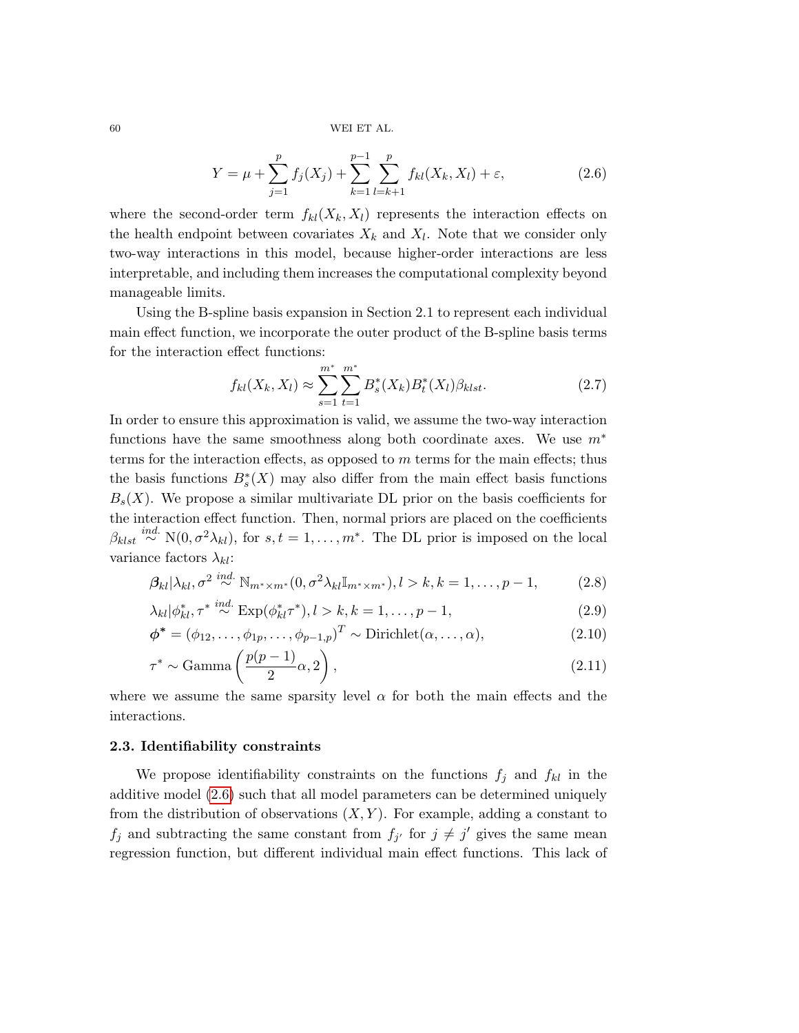$$Y = \mu + \sum_{j=1}^{p} f_j(X_j) + \sum_{k=1}^{p-1} \sum_{l=k+1}^{p} f_{kl}(X_k, X_l) + \varepsilon, \tag{2.6}$$

where the second-order term $f_{kl}(X_k, X_l)$ represents the interaction effects on the health endpoint between covariates $X_k$ and $X_l$. Note that we consider only two-way interactions in this model, because higher-order interactions are less interpretable, and including them increases the computational complexity beyond manageable limits.

Using the B-spline basis expansion in Section 2.1 to represent each individual main effect function, we incorporate the outer product of the B-spline basis terms for the interaction effect functions:

$$f_{kl}(X_k, X_l) \approx \sum_{s=1}^{m^*} \sum_{t=1}^{m^*} B_s^*(X_k) B_t^*(X_l) \beta_{klst}. \tag{2.7}$$

In order to ensure this approximation is valid, we assume the two-way interaction functions have the same smoothness along both coordinate axes. We use $m^*$ terms for the interaction effects, as opposed to $m$ terms for the main effects; thus the basis functions $B_s^*(X)$ may also differ from the main effect basis functions $B_s(X)$. We propose a similar multivariate DL prior on the basis coefficients for the interaction effect function. Then, normal priors are placed on the coefficients $\beta_{klst} \overset{ind.}{\sim} \mathrm{N}(0, \sigma^2 \lambda_{kl})$, for $s, t = 1, \ldots, m^*$. The DL prior is imposed on the local variance factors $\lambda_{kl}$:

$$\boldsymbol{\beta}_{kl} | \lambda_{kl}, \sigma^2 \overset{ind.}{\sim} \mathbb{N}_{m^* \times m^*}(0, \sigma^2 \lambda_{kl} \mathbb{I}_{m^* \times m^*}), l > k, k = 1, \ldots, p-1, \tag{2.8}$$

$$\lambda_{kl} | \phi_{kl}^*, \tau^* \overset{ind.}{\sim} \mathrm{Exp}(\phi_{kl}^* \tau^*), l > k, k = 1, \ldots, p-1, \tag{2.9}$$

$$\boldsymbol{\phi}^* = (\phi_{12}, \ldots, \phi_{1p}, \ldots, \phi_{p-1,p})^T \sim \mathrm{Dirichlet}(\alpha, \ldots, \alpha), \tag{2.10}$$

$$\tau^* \sim \mathrm{Gamma}\left(\frac{p(p-1)}{2}\alpha, 2\right), \tag{2.11}$$

where we assume the same sparsity level $\alpha$ for both the main effects and the interactions.

### 2.3. Identifiability constraints

We propose identifiability constraints on the functions $f_j$ and $f_{kl}$ in the additive model (2.6) such that all model parameters can be determined uniquely from the distribution of observations $(X, Y)$. For example, adding a constant to $f_j$ and subtracting the same constant from $f_{j'}$ for $j \neq j'$ gives the same mean regression function, but different individual main effect functions. This lack of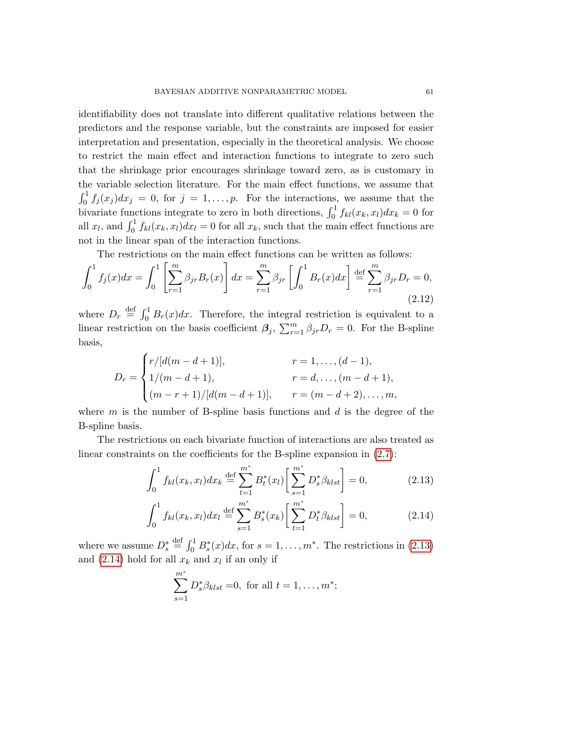identifiability does not translate into different qualitative relations between the predictors and the response variable, but the constraints are imposed for easier interpretation and presentation, especially in the theoretical analysis. We choose to restrict the main effect and interaction functions to integrate to zero such that the shrinkage prior encourages shrinkage toward zero, as is customary in the variable selection literature. For the main effect functions, we assume that $\int_0^1 f_j(x_j)dx_j = 0$, for $j = 1, \ldots, p$. For the interactions, we assume that the bivariate functions integrate to zero in both directions, $\int_0^1 f_{kl}(x_k, x_l)dx_k = 0$ for all $x_l$, and $\int_0^1 f_{kl}(x_k, x_l)dx_l = 0$ for all $x_k$, such that the main effect functions are not in the linear span of the interaction functions.

The restrictions on the main effect functions can be written as follows:

$$\int_0^1 f_j(x)dx = \int_0^1 \left[\sum_{r=1}^m \beta_{jr} B_r(x)\right] dx = \sum_{r=1}^m \beta_{jr} \left[\int_0^1 B_r(x)dx\right] \stackrel{\text{def}}{=} \sum_{r=1}^m \beta_{jr} D_r = 0, \tag{2.12}$$

where $D_r \stackrel{\text{def}}{=} \int_0^1 B_r(x)dx$. Therefore, the integral restriction is equivalent to a linear restriction on the basis coefficient $\boldsymbol{\beta}_j$, $\sum_{r=1}^m \beta_{jr} D_r = 0$. For the B-spline basis,

$$D_r = \begin{cases} r/[d(m-d+1)], & r = 1, \ldots, (d-1), \\ 1/(m-d+1), & r = d, \ldots, (m-d+1), \\ (m-r+1)/[d(m-d+1)], & r = (m-d+2), \ldots, m, \end{cases}$$

where $m$ is the number of B-spline basis functions and $d$ is the degree of the B-spline basis.

The restrictions on each bivariate function of interactions are also treated as linear constraints on the coefficients for the B-spline expansion in (2.7):

$$\int_0^1 f_{kl}(x_k, x_l)dx_k \stackrel{\text{def}}{=} \sum_{t=1}^{m^*} B_t^*(x_l)\left[\sum_{s=1}^{m^*} D_s^* \beta_{klst}\right] = 0, \tag{2.13}$$

$$\int_0^1 f_{kl}(x_k, x_l)dx_l \stackrel{\text{def}}{=} \sum_{s=1}^{m^*} B_s^*(x_k)\left[\sum_{t=1}^{m^*} D_t^* \beta_{klst}\right] = 0, \tag{2.14}$$

where we assume $D_s^* \stackrel{\text{def}}{=} \int_0^1 B_s^*(x)dx$, for $s = 1, \ldots, m^*$. The restrictions in (2.13) and (2.14) hold for all $x_k$ and $x_l$ if an only if

$$\sum_{s=1}^{m^*} D_s^* \beta_{klst} = 0, \text{ for all } t = 1, \ldots, m^*;$$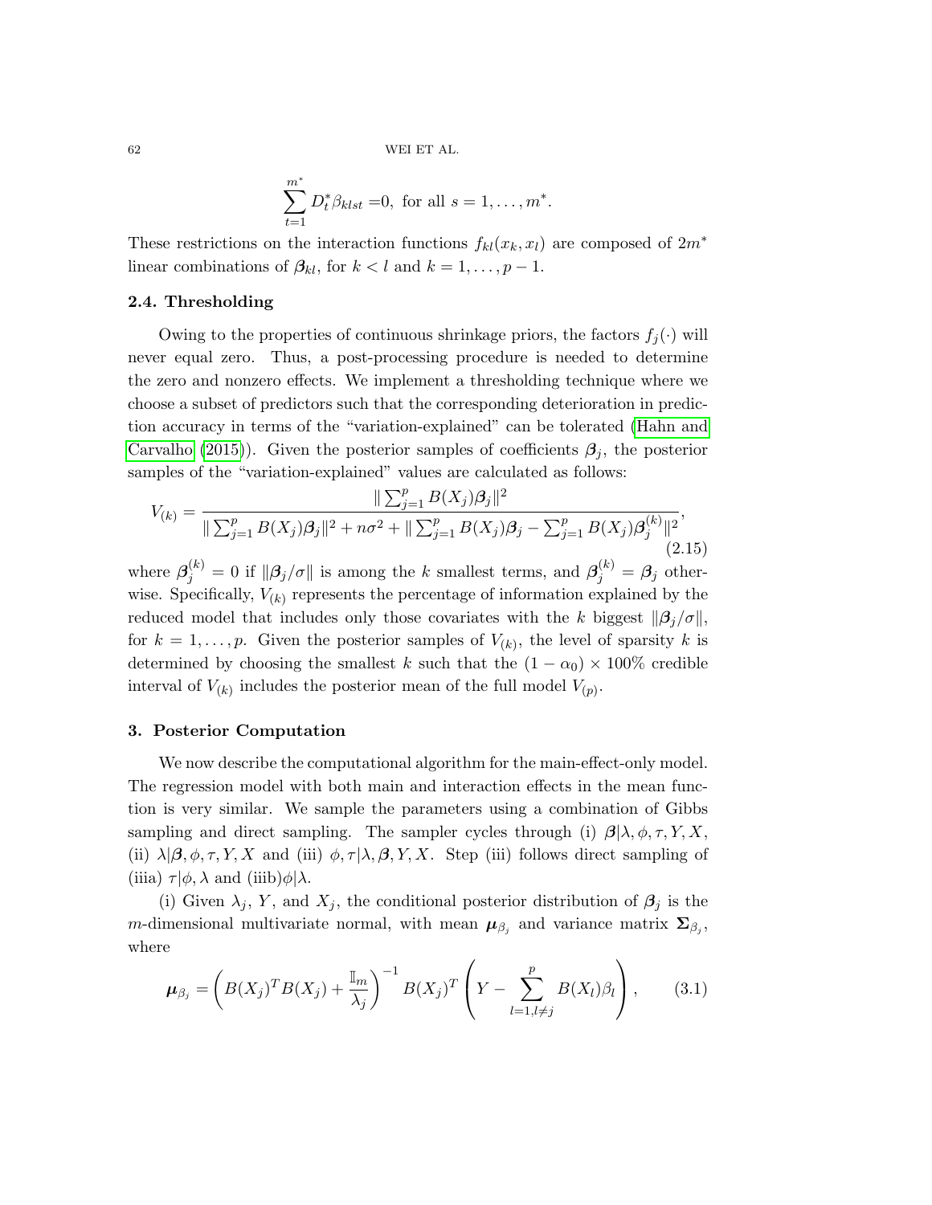$$\sum_{t=1}^{m^*} D_t^* \beta_{klst} = 0, \text{ for all } s = 1, \ldots, m^*.$$

These restrictions on the interaction functions $f_{kl}(x_k, x_l)$ are composed of $2m^*$ linear combinations of $\boldsymbol{\beta}_{kl}$, for $k < l$ and $k = 1, \ldots, p-1$.

### 2.4. Thresholding

Owing to the properties of continuous shrinkage priors, the factors $f_j(\cdot)$ will never equal zero. Thus, a post-processing procedure is needed to determine the zero and nonzero effects. We implement a thresholding technique where we choose a subset of predictors such that the corresponding deterioration in prediction accuracy in terms of the "variation-explained" can be tolerated (Hahn and Carvalho (2015)). Given the posterior samples of coefficients $\boldsymbol{\beta}_j$, the posterior samples of the "variation-explained" values are calculated as follows:

$$V_{(k)} = \frac{\| \sum_{j=1}^p B(X_j)\boldsymbol{\beta}_j \|^2}{\| \sum_{j=1}^p B(X_j)\boldsymbol{\beta}_j \|^2 + n\sigma^2 + \| \sum_{j=1}^p B(X_j)\boldsymbol{\beta}_j - \sum_{j=1}^p B(X_j)\boldsymbol{\beta}_j^{(k)} \|^2}, \tag{2.15}$$

where $\boldsymbol{\beta}_j^{(k)} = 0$ if $\|\boldsymbol{\beta}_j/\sigma\|$ is among the $k$ smallest terms, and $\boldsymbol{\beta}_j^{(k)} = \boldsymbol{\beta}_j$ otherwise. Specifically, $V_{(k)}$ represents the percentage of information explained by the reduced model that includes only those covariates with the $k$ biggest $\|\boldsymbol{\beta}_j/\sigma\|$, for $k = 1, \ldots, p$. Given the posterior samples of $V_{(k)}$, the level of sparsity $k$ is determined by choosing the smallest $k$ such that the $(1-\alpha_0) \times 100\%$ credible interval of $V_{(k)}$ includes the posterior mean of the full model $V_{(p)}$.

## 3. Posterior Computation

We now describe the computational algorithm for the main-effect-only model. The regression model with both main and interaction effects in the mean function is very similar. We sample the parameters using a combination of Gibbs sampling and direct sampling. The sampler cycles through (i) $\boldsymbol{\beta}|\lambda, \phi, \tau, Y, X$, (ii) $\lambda|\boldsymbol{\beta}, \phi, \tau, Y, X$ and (iii) $\phi, \tau|\lambda, \boldsymbol{\beta}, Y, X$. Step (iii) follows direct sampling of (iiia) $\tau|\phi, \lambda$ and (iiib)$\phi|\lambda$.

(i) Given $\lambda_j$, $Y$, and $X_j$, the conditional posterior distribution of $\boldsymbol{\beta}_j$ is the $m$-dimensional multivariate normal, with mean $\boldsymbol{\mu}_{\beta_j}$ and variance matrix $\boldsymbol{\Sigma}_{\beta_j}$, where

$$\boldsymbol{\mu}_{\beta_j} = \left( B(X_j)^T B(X_j) + \frac{\mathbb{I}_m}{\lambda_j} \right)^{-1} B(X_j)^T \left( Y - \sum_{l=1, l \neq j}^{p} B(X_l)\beta_l \right), \tag{3.1}$$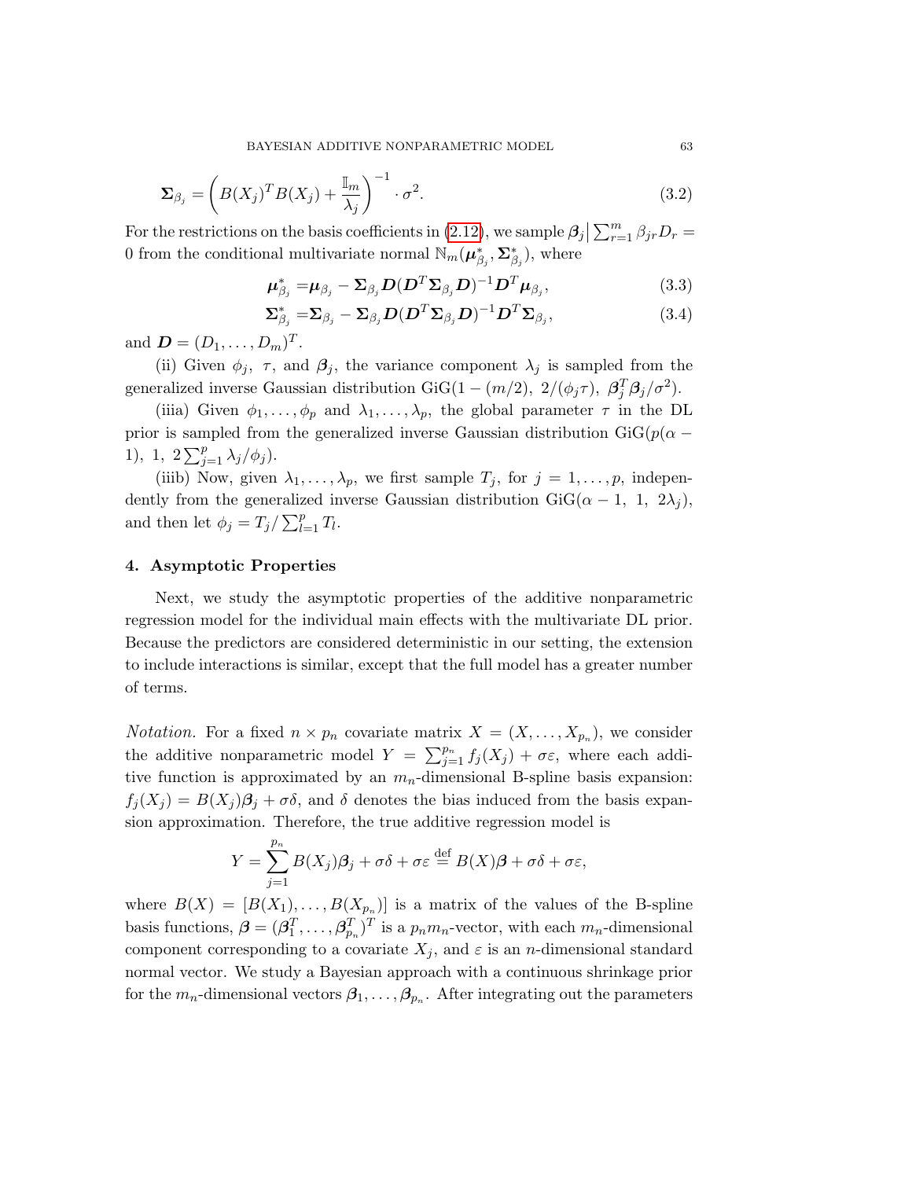$$\boldsymbol{\Sigma}_{\beta_j} = \left( B(X_j)^T B(X_j) + \frac{\mathbb{I}_m}{\lambda_j} \right)^{-1} \cdot \sigma^2. \tag{3.2}$$

For the restrictions on the basis coefficients in (2.12), we sample $\boldsymbol{\beta}_j \big| \sum_{r=1}^m \beta_{jr} D_r = 0$ from the conditional multivariate normal $\mathbb{N}_m(\boldsymbol{\mu}^*_{\beta_j}, \boldsymbol{\Sigma}^*_{\beta_j})$, where

$$\boldsymbol{\mu}^*_{\beta_j} = \boldsymbol{\mu}_{\beta_j} - \boldsymbol{\Sigma}_{\beta_j} \boldsymbol{D} (\boldsymbol{D}^T \boldsymbol{\Sigma}_{\beta_j} \boldsymbol{D})^{-1} \boldsymbol{D}^T \boldsymbol{\mu}_{\beta_j}, \tag{3.3}$$

$$\boldsymbol{\Sigma}^*_{\beta_j} = \boldsymbol{\Sigma}_{\beta_j} - \boldsymbol{\Sigma}_{\beta_j} \boldsymbol{D} (\boldsymbol{D}^T \boldsymbol{\Sigma}_{\beta_j} \boldsymbol{D})^{-1} \boldsymbol{D}^T \boldsymbol{\Sigma}_{\beta_j}, \tag{3.4}$$

and $\boldsymbol{D} = (D_1, \ldots, D_m)^T$.

(ii) Given $\phi_j$, $\tau$, and $\boldsymbol{\beta}_j$, the variance component $\lambda_j$ is sampled from the generalized inverse Gaussian distribution $\text{GiG}(1 - (m/2),\ 2/(\phi_j \tau),\ \boldsymbol{\beta}_j^T \boldsymbol{\beta}_j / \sigma^2)$.

(iiia) Given $\phi_1, \ldots, \phi_p$ and $\lambda_1, \ldots, \lambda_p$, the global parameter $\tau$ in the DL prior is sampled from the generalized inverse Gaussian distribution $\text{GiG}(p(\alpha - 1),\ 1,\ 2\sum_{j=1}^p \lambda_j / \phi_j)$.

(iiib) Now, given $\lambda_1, \ldots, \lambda_p$, we first sample $T_j$, for $j = 1, \ldots, p$, independently from the generalized inverse Gaussian distribution $\text{GiG}(\alpha - 1,\ 1,\ 2\lambda_j)$, and then let $\phi_j = T_j / \sum_{l=1}^p T_l$.

## 4. Asymptotic Properties

Next, we study the asymptotic properties of the additive nonparametric regression model for the individual main effects with the multivariate DL prior. Because the predictors are considered deterministic in our setting, the extension to include interactions is similar, except that the full model has a greater number of terms.

*Notation.* For a fixed $n \times p_n$ covariate matrix $X = (X, \ldots, X_{p_n})$, we consider the additive nonparametric model $Y = \sum_{j=1}^{p_n} f_j(X_j) + \sigma\varepsilon$, where each additive function is approximated by an $m_n$-dimensional B-spline basis expansion: $f_j(X_j) = B(X_j)\boldsymbol{\beta}_j + \sigma\delta$, and $\delta$ denotes the bias induced from the basis expansion approximation. Therefore, the true additive regression model is

$$Y = \sum_{j=1}^{p_n} B(X_j)\boldsymbol{\beta}_j + \sigma\delta + \sigma\varepsilon \overset{\text{def}}{=} B(X)\boldsymbol{\beta} + \sigma\delta + \sigma\varepsilon,$$

where $B(X) = [B(X_1), \ldots, B(X_{p_n})]$ is a matrix of the values of the B-spline basis functions, $\boldsymbol{\beta} = (\boldsymbol{\beta}_1^T, \ldots, \boldsymbol{\beta}_{p_n}^T)^T$ is a $p_n m_n$-vector, with each $m_n$-dimensional component corresponding to a covariate $X_j$, and $\varepsilon$ is an $n$-dimensional standard normal vector. We study a Bayesian approach with a continuous shrinkage prior for the $m_n$-dimensional vectors $\boldsymbol{\beta}_1, \ldots, \boldsymbol{\beta}_{p_n}$. After integrating out the parameters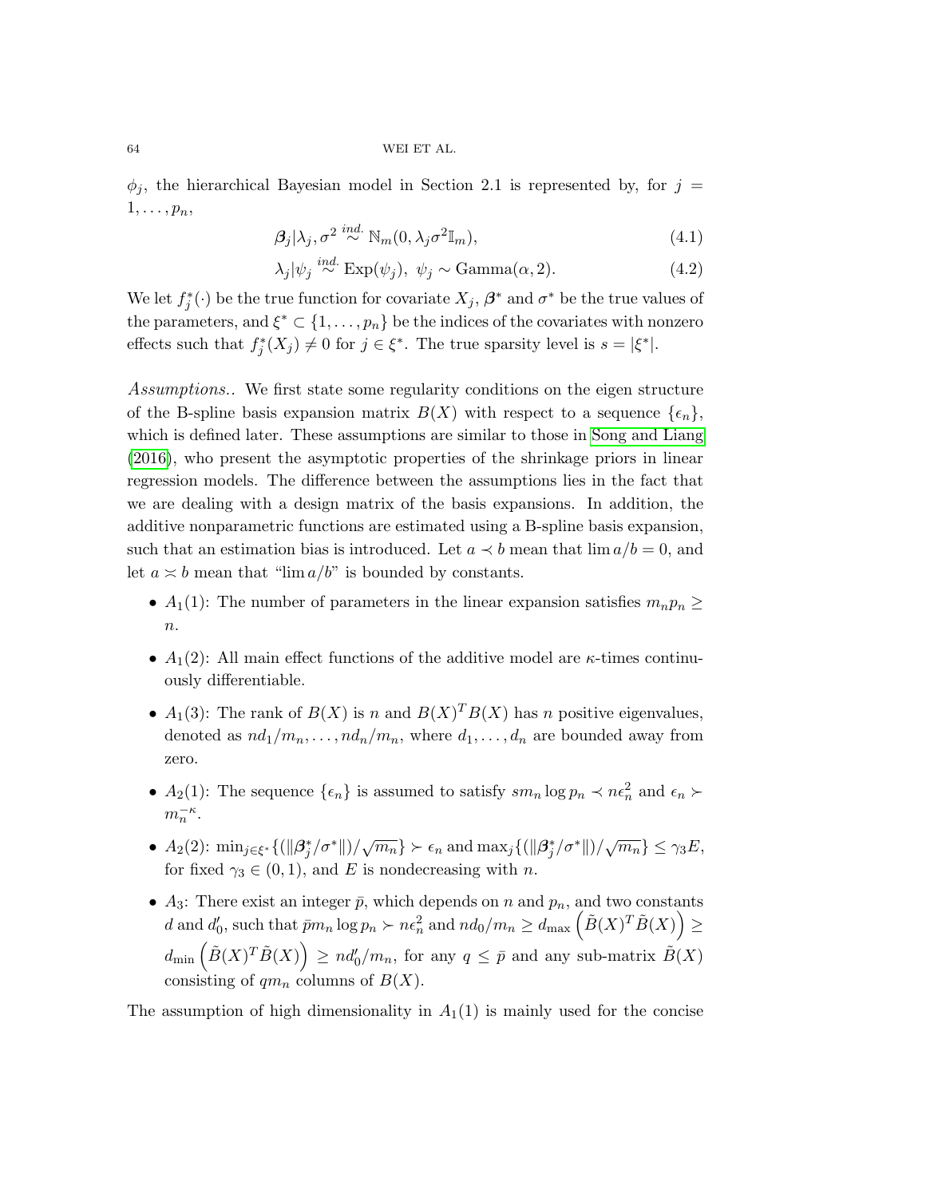$\phi_j$, the hierarchical Bayesian model in Section 2.1 is represented by, for $j = 1, \ldots, p_n$,

$$\boldsymbol{\beta}_j | \lambda_j, \sigma^2 \overset{ind.}{\sim} \mathbb{N}_m(0, \lambda_j \sigma^2 \mathbb{I}_m), \tag{4.1}$$

$$\lambda_j | \psi_j \overset{ind.}{\sim} \text{Exp}(\psi_j), \ \psi_j \sim \text{Gamma}(\alpha, 2). \tag{4.2}$$

We let $f_j^*(\cdot)$ be the true function for covariate $X_j$, $\boldsymbol{\beta}^*$ and $\sigma^*$ be the true values of the parameters, and $\xi^* \subset \{1, \ldots, p_n\}$ be the indices of the covariates with nonzero effects such that $f_j^*(X_j) \neq 0$ for $j \in \xi^*$. The true sparsity level is $s = |\xi^*|$.

*Assumptions..* We first state some regularity conditions on the eigen structure of the B-spline basis expansion matrix $B(X)$ with respect to a sequence $\{\epsilon_n\}$, which is defined later. These assumptions are similar to those in Song and Liang (2016), who present the asymptotic properties of the shrinkage priors in linear regression models. The difference between the assumptions lies in the fact that we are dealing with a design matrix of the basis expansions. In addition, the additive nonparametric functions are estimated using a B-spline basis expansion, such that an estimation bias is introduced. Let $a \prec b$ mean that $\lim a/b = 0$, and let $a \asymp b$ mean that "$\lim a/b$" is bounded by constants.

- $A_1(1)$: The number of parameters in the linear expansion satisfies $m_n p_n \geq n$.
- $A_1(2)$: All main effect functions of the additive model are $\kappa$-times continuously differentiable.
- $A_1(3)$: The rank of $B(X)$ is $n$ and $B(X)^T B(X)$ has $n$ positive eigenvalues, denoted as $nd_1/m_n, \ldots, nd_n/m_n$, where $d_1, \ldots, d_n$ are bounded away from zero.
- $A_2(1)$: The sequence $\{\epsilon_n\}$ is assumed to satisfy $sm_n \log p_n \prec n\epsilon_n^2$ and $\epsilon_n \succ m_n^{-\kappa}$.
- $A_2(2)$: $\min_{j\in\xi^*}\{(\|\boldsymbol{\beta}_j^*/\sigma^*\|)/\sqrt{m_n}\} \succ \epsilon_n$ and $\max_j\{(\|\boldsymbol{\beta}_j^*/\sigma^*\|)/\sqrt{m_n}\} \leq \gamma_3 E$, for fixed $\gamma_3 \in (0,1)$, and $E$ is nondecreasing with $n$.
- $A_3$: There exist an integer $\bar{p}$, which depends on $n$ and $p_n$, and two constants $d$ and $d_0'$, such that $\bar{p} m_n \log p_n \succ n\epsilon_n^2$ and $nd_0/m_n \geq d_{\max}\left(\tilde{B}(X)^T \tilde{B}(X)\right) \geq d_{\min}\left(\tilde{B}(X)^T \tilde{B}(X)\right) \geq nd_0'/m_n$, for any $q \leq \bar{p}$ and any sub-matrix $\tilde{B}(X)$ consisting of $qm_n$ columns of $B(X)$.

The assumption of high dimensionality in $A_1(1)$ is mainly used for the concise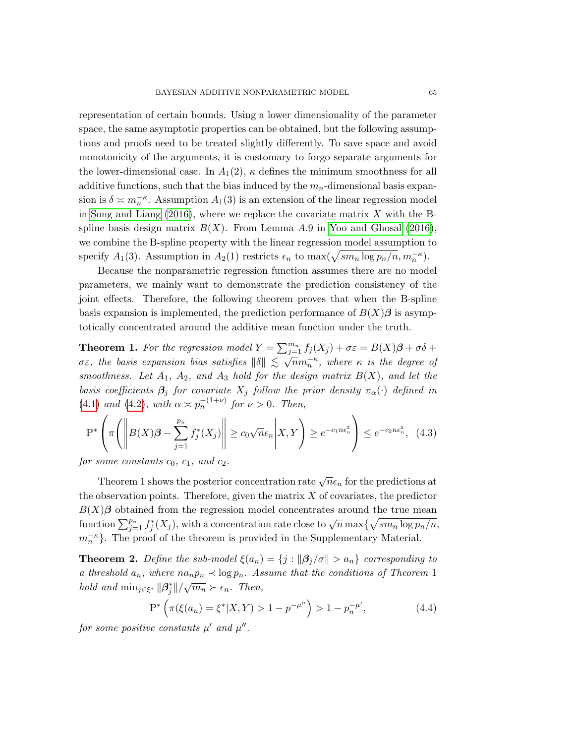representation of certain bounds. Using a lower dimensionality of the parameter space, the same asymptotic properties can be obtained, but the following assumptions and proofs need to be treated slightly differently. To save space and avoid monotonicity of the arguments, it is customary to forgo separate arguments for the lower-dimensional case. In $A_1(2)$, $\kappa$ defines the minimum smoothness for all additive functions, such that the bias induced by the $m_n$-dimensional basis expansion is $\delta \asymp m_n^{-\kappa}$. Assumption $A_1(3)$ is an extension of the linear regression model in Song and Liang (2016), where we replace the covariate matrix $X$ with the B-spline basis design matrix $B(X)$. From Lemma $A.9$ in Yoo and Ghosal (2016), we combine the B-spline property with the linear regression model assumption to specify $A_1(3)$. Assumption in $A_2(1)$ restricts $\epsilon_n$ to $\max(\sqrt{s m_n \log p_n / n}, m_n^{-\kappa})$.

Because the nonparametric regression function assumes there are no model parameters, we mainly want to demonstrate the prediction consistency of the joint effects. Therefore, the following theorem proves that when the B-spline basis expansion is implemented, the prediction performance of $B(X)\boldsymbol{\beta}$ is asymptotically concentrated around the additive mean function under the truth.

**Theorem 1.** *For the regression model $Y = \sum_{j=1}^{m_n} f_j(X_j) + \sigma\varepsilon = B(X)\boldsymbol{\beta} + \sigma\delta + \sigma\varepsilon$, the basis expansion bias satisfies $\|\delta\| \lesssim \sqrt{n} m_n^{-\kappa}$, where $\kappa$ is the degree of smoothness. Let $A_1$, $A_2$, and $A_3$ hold for the design matrix $B(X)$, and let the basis coefficients $\boldsymbol{\beta}_j$ for covariate $X_j$ follow the prior density $\pi_\alpha(\cdot)$ defined in (4.1) and (4.2), with $\alpha \asymp p_n^{-(1+\nu)}$ for $\nu > 0$. Then,*

$$\mathrm{P}^*\left(\pi\left(\left\|B(X)\boldsymbol{\beta} - \sum_{j=1}^{p_n} f_j^*(X_j)\right\| \geq c_0\sqrt{n}\epsilon_n \middle| X, Y\right) \geq e^{-c_1 n\epsilon_n^2}\right) \leq e^{-c_2 n\epsilon_n^2}, \quad (4.3)$$

*for some constants $c_0$, $c_1$, and $c_2$.*

Theorem 1 shows the posterior concentration rate $\sqrt{n}\epsilon_n$ for the predictions at the observation points. Therefore, given the matrix $X$ of covariates, the predictor $B(X)\boldsymbol{\beta}$ obtained from the regression model concentrates around the true mean function $\sum_{j=1}^{p_n} f_j^*(X_j)$, with a concentration rate close to $\sqrt{n}\max\{\sqrt{s m_n \log p_n / n}, m_n^{-\kappa}\}$. The proof of the theorem is provided in the Supplementary Material.

**Theorem 2.** *Define the sub-model $\xi(a_n) = \{j : \|\boldsymbol{\beta}_j/\sigma\| > a_n\}$ corresponding to a threshold $a_n$, where $n a_n p_n \prec \log p_n$. Assume that the conditions of Theorem 1 hold and $\min_{j\in\xi^*} \|\boldsymbol{\beta}_j^*\|/\sqrt{m_n} \succ \epsilon_n$. Then,*

$$\mathrm{P}^*\left(\pi(\xi(a_n) = \xi^* | X, Y) > 1 - p^{-\mu''}\right) > 1 - p_n^{-\mu'}, \quad (4.4)$$

*for some positive constants $\mu'$ and $\mu''$.*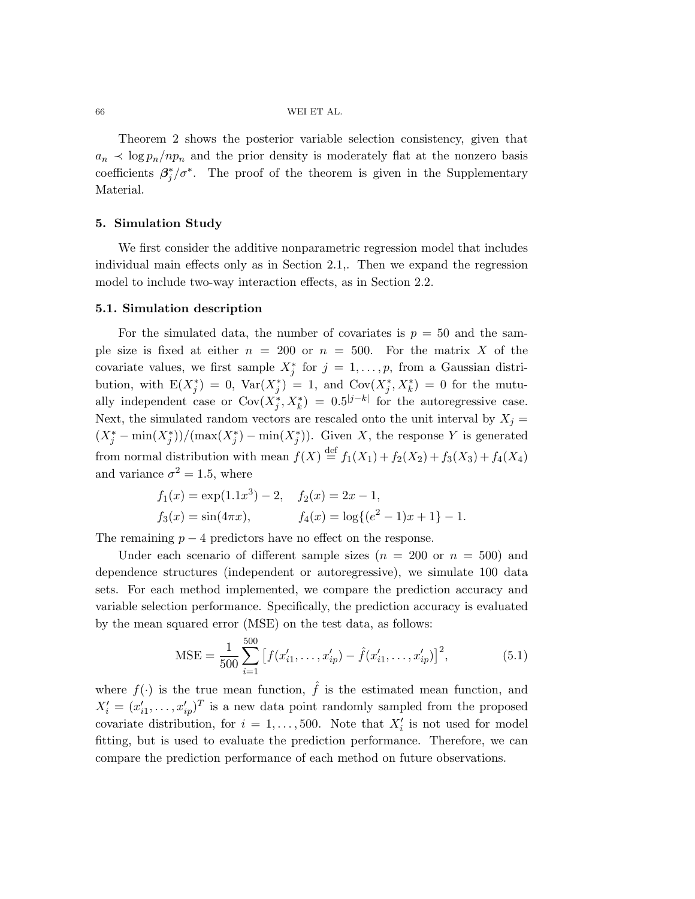Theorem 2 shows the posterior variable selection consistency, given that $a_n \prec \log p_n / np_n$ and the prior density is moderately flat at the nonzero basis coefficients $\boldsymbol{\beta}_j^* / \sigma^*$. The proof of the theorem is given in the Supplementary Material.

## 5. Simulation Study

We first consider the additive nonparametric regression model that includes individual main effects only as in Section 2.1,. Then we expand the regression model to include two-way interaction effects, as in Section 2.2.

### 5.1. Simulation description

For the simulated data, the number of covariates is $p = 50$ and the sample size is fixed at either $n = 200$ or $n = 500$. For the matrix $X$ of the covariate values, we first sample $X_j^*$ for $j = 1, \ldots, p$, from a Gaussian distribution, with $\mathrm{E}(X_j^*) = 0$, $\mathrm{Var}(X_j^*) = 1$, and $\mathrm{Cov}(X_j^*, X_k^*) = 0$ for the mutually independent case or $\mathrm{Cov}(X_j^*, X_k^*) = 0.5^{|j-k|}$ for the autoregressive case. Next, the simulated random vectors are rescaled onto the unit interval by $X_j = (X_j^* - \min(X_j^*))/(\max(X_j^*) - \min(X_j^*))$. Given $X$, the response $Y$ is generated from normal distribution with mean $f(X) \stackrel{\text{def}}{=} f_1(X_1) + f_2(X_2) + f_3(X_3) + f_4(X_4)$ and variance $\sigma^2 = 1.5$, where

$$
\begin{aligned}
f_1(x) &= \exp(1.1x^3) - 2, \quad & f_2(x) &= 2x - 1, \\
f_3(x) &= \sin(4\pi x), & f_4(x) &= \log\{(e^2 - 1)x + 1\} - 1.
\end{aligned}
$$

The remaining $p - 4$ predictors have no effect on the response.

Under each scenario of different sample sizes ($n = 200$ or $n = 500$) and dependence structures (independent or autoregressive), we simulate 100 data sets. For each method implemented, we compare the prediction accuracy and variable selection performance. Specifically, the prediction accuracy is evaluated by the mean squared error (MSE) on the test data, as follows:

$$
\mathrm{MSE} = \frac{1}{500} \sum_{i=1}^{500} \left[ f(x'_{i1}, \ldots, x'_{ip}) - \hat{f}(x'_{i1}, \ldots, x'_{ip}) \right]^2, \tag{5.1}
$$

where $f(\cdot)$ is the true mean function, $\hat{f}$ is the estimated mean function, and $X'_i = (x'_{i1}, \ldots, x'_{ip})^T$ is a new data point randomly sampled from the proposed covariate distribution, for $i = 1, \ldots, 500$. Note that $X'_i$ is not used for model fitting, but is used to evaluate the prediction performance. Therefore, we can compare the prediction performance of each method on future observations.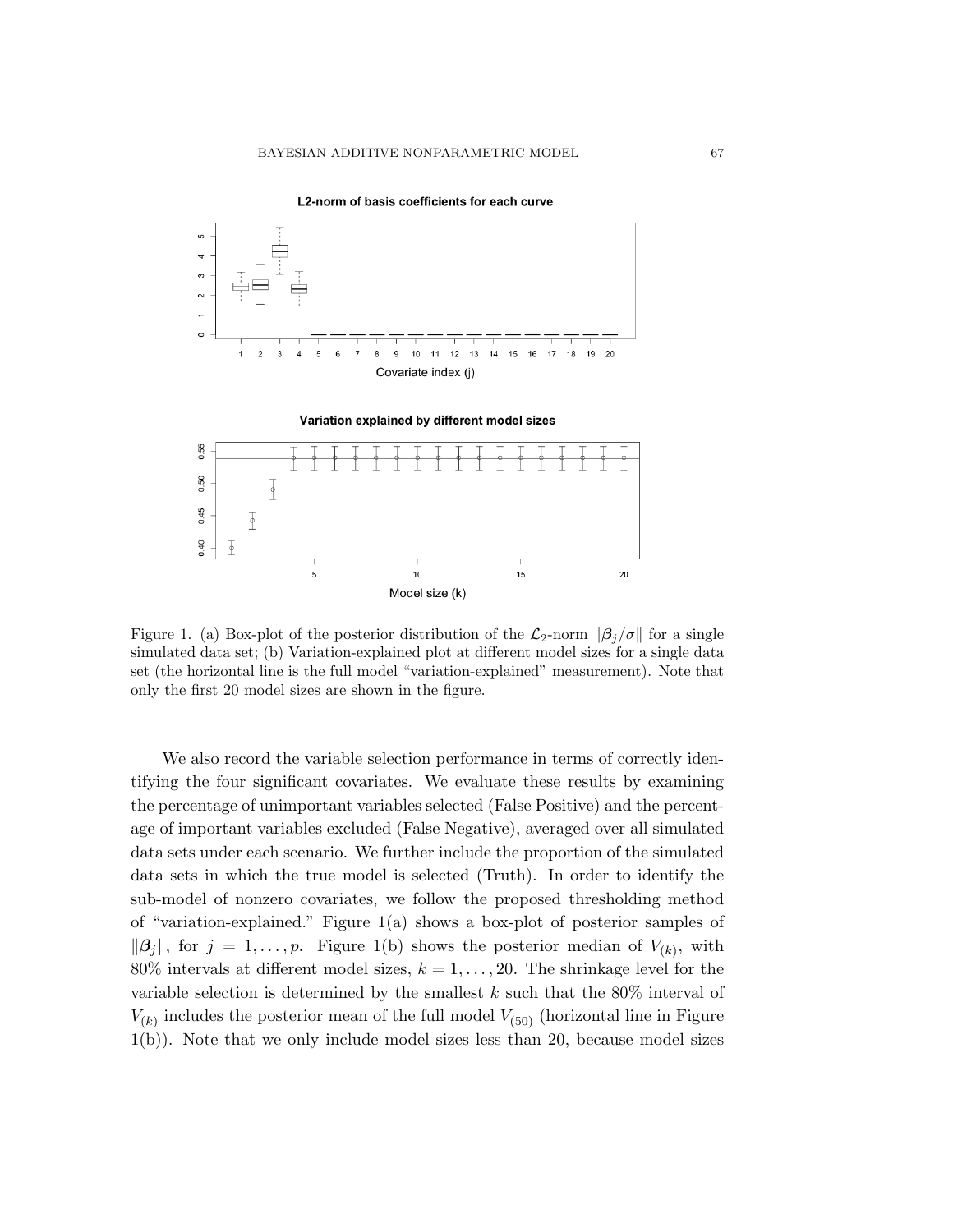Figure 1. (a) Box-plot of the posterior distribution of the $\mathcal{L}_2$-norm $\|\boldsymbol{\beta}_j/\sigma\|$ for a single simulated data set; (b) Variation-explained plot at different model sizes for a single data set (the horizontal line is the full model "variation-explained" measurement). Note that only the first 20 model sizes are shown in the figure.

We also record the variable selection performance in terms of correctly identifying the four significant covariates. We evaluate these results by examining the percentage of unimportant variables selected (False Positive) and the percentage of important variables excluded (False Negative), averaged over all simulated data sets under each scenario. We further include the proportion of the simulated data sets in which the true model is selected (Truth). In order to identify the sub-model of nonzero covariates, we follow the proposed thresholding method of "variation-explained." Figure 1(a) shows a box-plot of posterior samples of $\|\boldsymbol{\beta}_j\|$, for $j = 1, \ldots, p$. Figure 1(b) shows the posterior median of $V_{(k)}$, with 80% intervals at different model sizes, $k = 1, \ldots, 20$. The shrinkage level for the variable selection is determined by the smallest $k$ such that the 80% interval of $V_{(k)}$ includes the posterior mean of the full model $V_{(50)}$ (horizontal line in Figure 1(b)). Note that we only include model sizes less than 20, because model sizes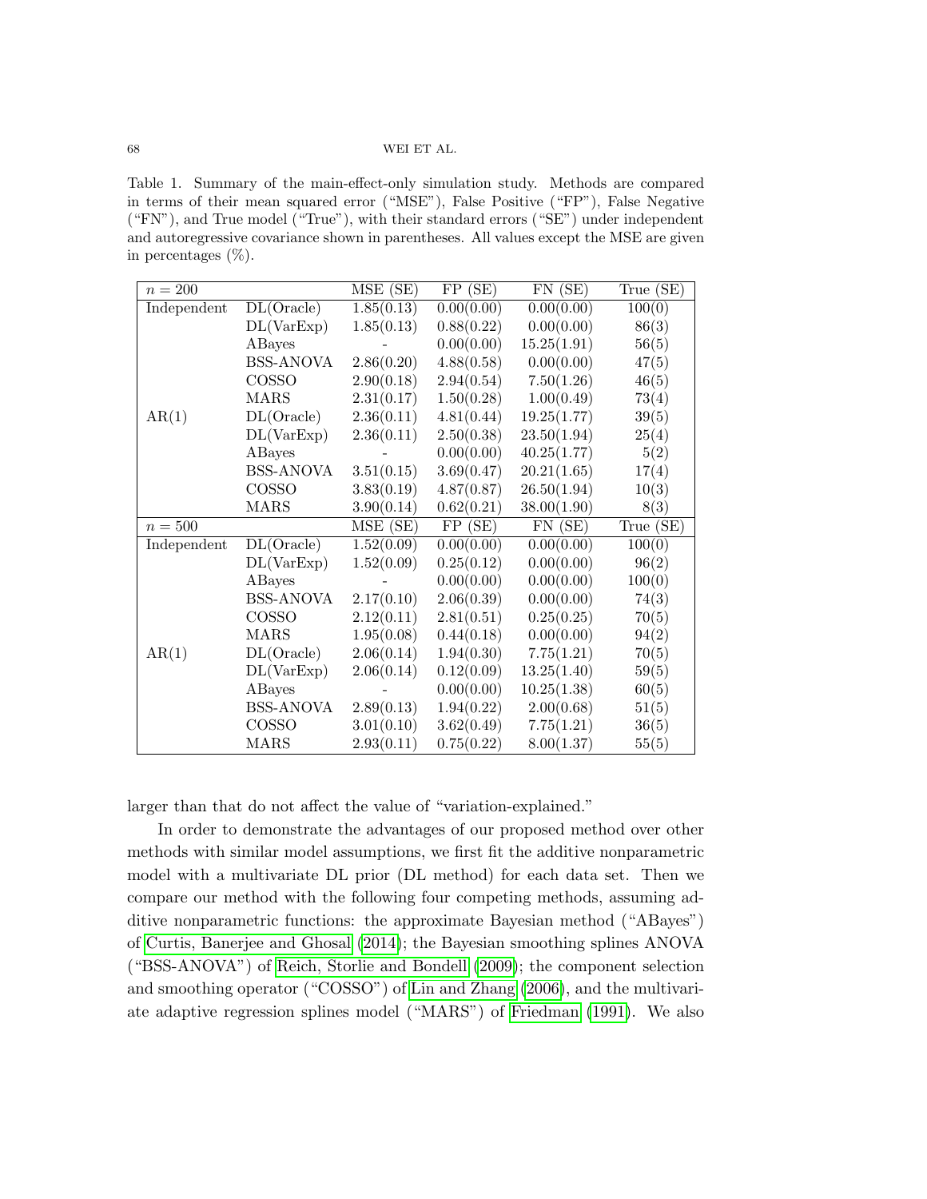Table 1. Summary of the main-effect-only simulation study. Methods are compared in terms of their mean squared error ("MSE"), False Positive ("FP"), False Negative ("FN"), and True model ("True"), with their standard errors ("SE") under independent and autoregressive covariance shown in parentheses. All values except the MSE are given in percentages (%).

| $n = 200$ | | MSE (SE) | FP (SE) | FN (SE) | True (SE) |
|---|---|---|---|---|---|
| Independent | DL(Oracle) | 1.85(0.13) | 0.00(0.00) | 0.00(0.00) | 100(0) |
| | DL(VarExp) | 1.85(0.13) | 0.88(0.22) | 0.00(0.00) | 86(3) |
| | ABayes | - | 0.00(0.00) | 15.25(1.91) | 56(5) |
| | BSS-ANOVA | 2.86(0.20) | 4.88(0.58) | 0.00(0.00) | 47(5) |
| | COSSO | 2.90(0.18) | 2.94(0.54) | 7.50(1.26) | 46(5) |
| | MARS | 2.31(0.17) | 1.50(0.28) | 1.00(0.49) | 73(4) |
| AR(1) | DL(Oracle) | 2.36(0.11) | 4.81(0.44) | 19.25(1.77) | 39(5) |
| | DL(VarExp) | 2.36(0.11) | 2.50(0.38) | 23.50(1.94) | 25(4) |
| | ABayes | - | 0.00(0.00) | 40.25(1.77) | 5(2) |
| | BSS-ANOVA | 3.51(0.15) | 3.69(0.47) | 20.21(1.65) | 17(4) |
| | COSSO | 3.83(0.19) | 4.87(0.87) | 26.50(1.94) | 10(3) |
| | MARS | 3.90(0.14) | 0.62(0.21) | 38.00(1.90) | 8(3) |
| $n = 500$ | | MSE (SE) | FP (SE) | FN (SE) | True (SE) |
| Independent | DL(Oracle) | 1.52(0.09) | 0.00(0.00) | 0.00(0.00) | 100(0) |
| | DL(VarExp) | 1.52(0.09) | 0.25(0.12) | 0.00(0.00) | 96(2) |
| | ABayes | - | 0.00(0.00) | 0.00(0.00) | 100(0) |
| | BSS-ANOVA | 2.17(0.10) | 2.06(0.39) | 0.00(0.00) | 74(3) |
| | COSSO | 2.12(0.11) | 2.81(0.51) | 0.25(0.25) | 70(5) |
| | MARS | 1.95(0.08) | 0.44(0.18) | 0.00(0.00) | 94(2) |
| AR(1) | DL(Oracle) | 2.06(0.14) | 1.94(0.30) | 7.75(1.21) | 70(5) |
| | DL(VarExp) | 2.06(0.14) | 0.12(0.09) | 13.25(1.40) | 59(5) |
| | ABayes | - | 0.00(0.00) | 10.25(1.38) | 60(5) |
| | BSS-ANOVA | 2.89(0.13) | 1.94(0.22) | 2.00(0.68) | 51(5) |
| | COSSO | 3.01(0.10) | 3.62(0.49) | 7.75(1.21) | 36(5) |
| | MARS | 2.93(0.11) | 0.75(0.22) | 8.00(1.37) | 55(5) |

larger than that do not affect the value of "variation-explained."

In order to demonstrate the advantages of our proposed method over other methods with similar model assumptions, we first fit the additive nonparametric model with a multivariate DL prior (DL method) for each data set. Then we compare our method with the following four competing methods, assuming additive nonparametric functions: the approximate Bayesian method ("ABayes") of Curtis, Banerjee and Ghosal (2014); the Bayesian smoothing splines ANOVA ("BSS-ANOVA") of Reich, Storlie and Bondell (2009); the component selection and smoothing operator ("COSSO") of Lin and Zhang (2006), and the multivariate adaptive regression splines model ("MARS") of Friedman (1991). We also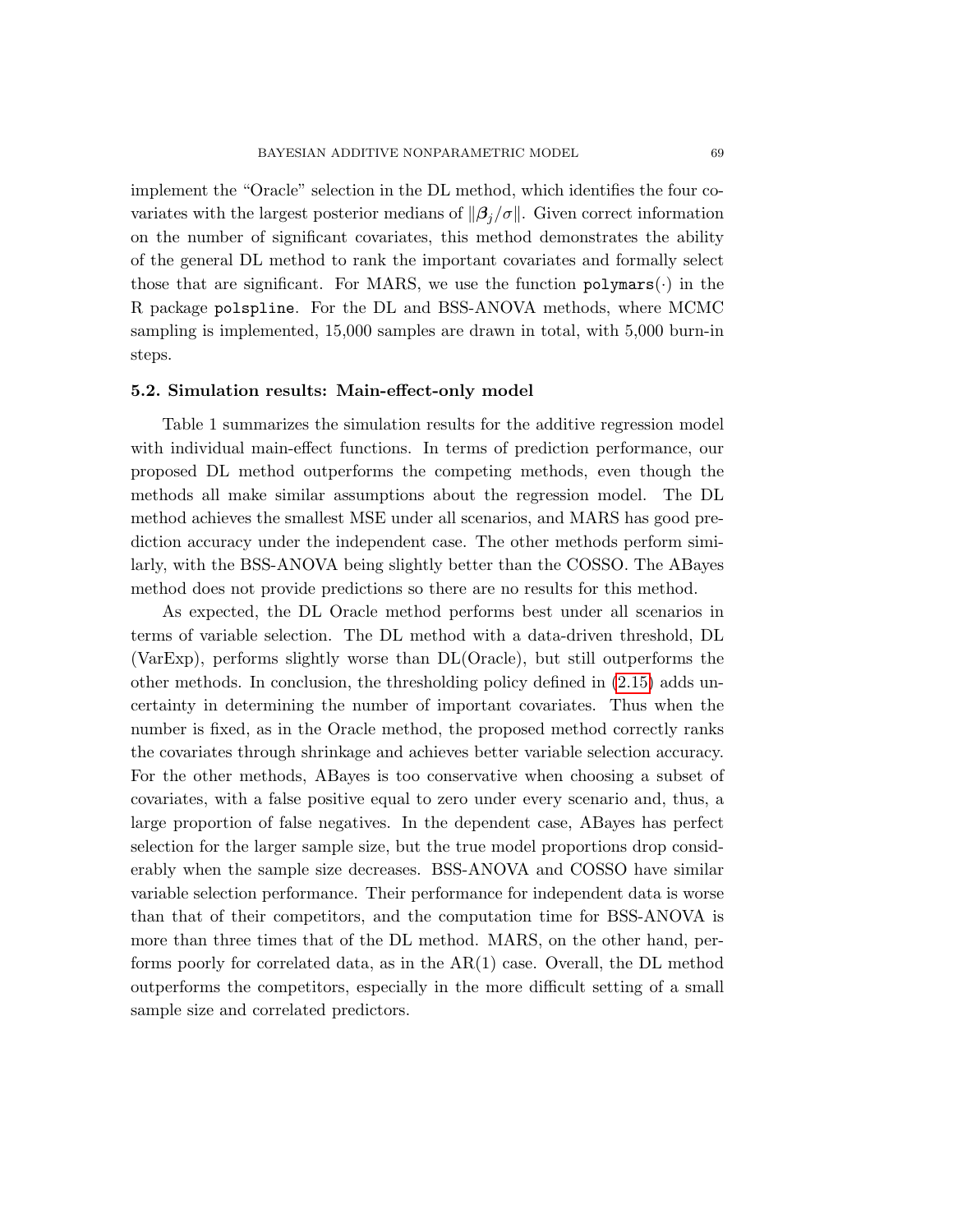implement the "Oracle" selection in the DL method, which identifies the four covariates with the largest posterior medians of $\|\boldsymbol{\beta}_j/\sigma\|$. Given correct information on the number of significant covariates, this method demonstrates the ability of the general DL method to rank the important covariates and formally select those that are significant. For MARS, we use the function `polymars(·)` in the R package `polspline`. For the DL and BSS-ANOVA methods, where MCMC sampling is implemented, 15,000 samples are drawn in total, with 5,000 burn-in steps.

### 5.2. Simulation results: Main-effect-only model

Table 1 summarizes the simulation results for the additive regression model with individual main-effect functions. In terms of prediction performance, our proposed DL method outperforms the competing methods, even though the methods all make similar assumptions about the regression model. The DL method achieves the smallest MSE under all scenarios, and MARS has good prediction accuracy under the independent case. The other methods perform similarly, with the BSS-ANOVA being slightly better than the COSSO. The ABayes method does not provide predictions so there are no results for this method.

As expected, the DL Oracle method performs best under all scenarios in terms of variable selection. The DL method with a data-driven threshold, DL (VarExp), performs slightly worse than DL(Oracle), but still outperforms the other methods. In conclusion, the thresholding policy defined in (2.15) adds uncertainty in determining the number of important covariates. Thus when the number is fixed, as in the Oracle method, the proposed method correctly ranks the covariates through shrinkage and achieves better variable selection accuracy. For the other methods, ABayes is too conservative when choosing a subset of covariates, with a false positive equal to zero under every scenario and, thus, a large proportion of false negatives. In the dependent case, ABayes has perfect selection for the larger sample size, but the true model proportions drop considerably when the sample size decreases. BSS-ANOVA and COSSO have similar variable selection performance. Their performance for independent data is worse than that of their competitors, and the computation time for BSS-ANOVA is more than three times that of the DL method. MARS, on the other hand, performs poorly for correlated data, as in the AR(1) case. Overall, the DL method outperforms the competitors, especially in the more difficult setting of a small sample size and correlated predictors.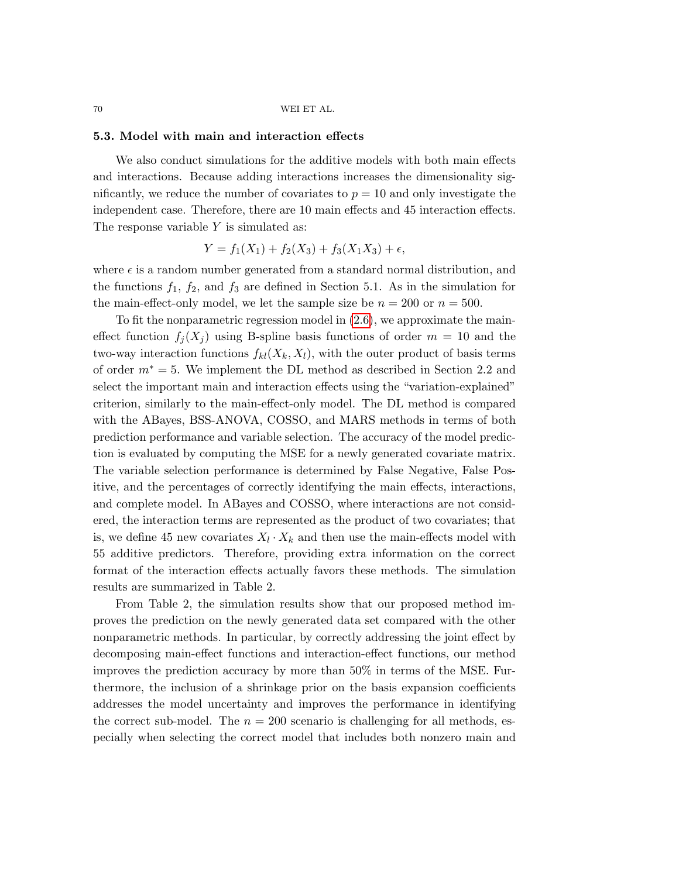### 5.3. Model with main and interaction effects

We also conduct simulations for the additive models with both main effects and interactions. Because adding interactions increases the dimensionality significantly, we reduce the number of covariates to $p = 10$ and only investigate the independent case. Therefore, there are 10 main effects and 45 interaction effects. The response variable $Y$ is simulated as:

$$Y = f_1(X_1) + f_2(X_3) + f_3(X_1 X_3) + \epsilon,$$

where $\epsilon$ is a random number generated from a standard normal distribution, and the functions $f_1$, $f_2$, and $f_3$ are defined in Section 5.1. As in the simulation for the main-effect-only model, we let the sample size be $n = 200$ or $n = 500$.

To fit the nonparametric regression model in (2.6), we approximate the main-effect function $f_j(X_j)$ using B-spline basis functions of order $m = 10$ and the two-way interaction functions $f_{kl}(X_k, X_l)$, with the outer product of basis terms of order $m^* = 5$. We implement the DL method as described in Section 2.2 and select the important main and interaction effects using the "variation-explained" criterion, similarly to the main-effect-only model. The DL method is compared with the ABayes, BSS-ANOVA, COSSO, and MARS methods in terms of both prediction performance and variable selection. The accuracy of the model prediction is evaluated by computing the MSE for a newly generated covariate matrix. The variable selection performance is determined by False Negative, False Positive, and the percentages of correctly identifying the main effects, interactions, and complete model. In ABayes and COSSO, where interactions are not considered, the interaction terms are represented as the product of two covariates; that is, we define 45 new covariates $X_l \cdot X_k$ and then use the main-effects model with 55 additive predictors. Therefore, providing extra information on the correct format of the interaction effects actually favors these methods. The simulation results are summarized in Table 2.

From Table 2, the simulation results show that our proposed method improves the prediction on the newly generated data set compared with the other nonparametric methods. In particular, by correctly addressing the joint effect by decomposing main-effect functions and interaction-effect functions, our method improves the prediction accuracy by more than 50% in terms of the MSE. Furthermore, the inclusion of a shrinkage prior on the basis expansion coefficients addresses the model uncertainty and improves the performance in identifying the correct sub-model. The $n = 200$ scenario is challenging for all methods, especially when selecting the correct model that includes both nonzero main and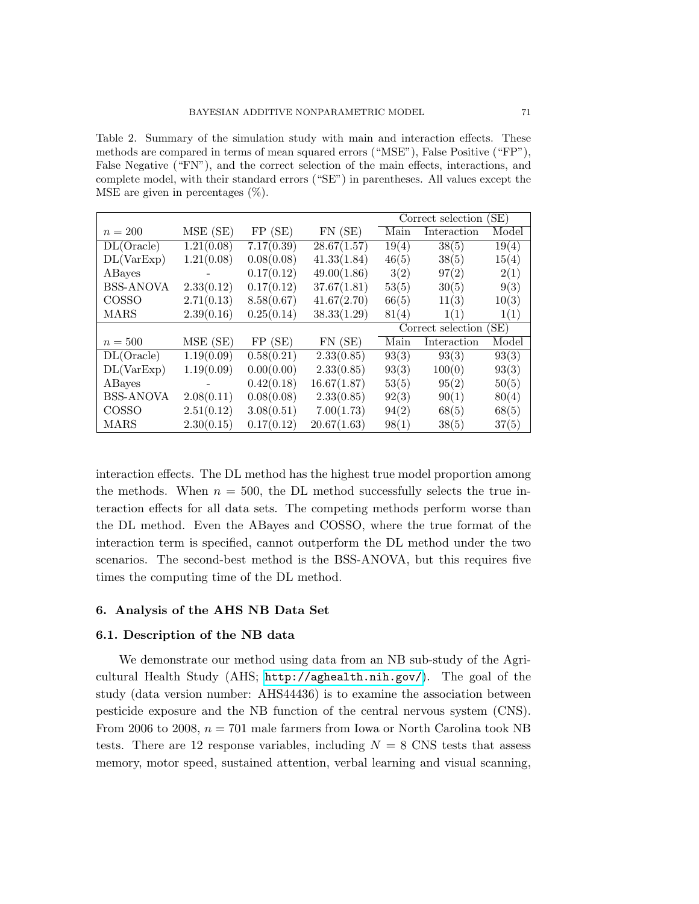Table 2. Summary of the simulation study with main and interaction effects. These methods are compared in terms of mean squared errors ("MSE"), False Positive ("FP"), False Negative ("FN"), and the correct selection of the main effects, interactions, and complete model, with their standard errors ("SE") in parentheses. All values except the MSE are given in percentages (%).

| | | | | Correct selection (SE) | | |
|---|---|---|---|---|---|---|
| $n = 200$ | MSE (SE) | FP (SE) | FN (SE) | Main | Interaction | Model |
| DL(Oracle) | 1.21(0.08) | 7.17(0.39) | 28.67(1.57) | 19(4) | 38(5) | 19(4) |
| DL(VarExp) | 1.21(0.08) | 0.08(0.08) | 41.33(1.84) | 46(5) | 38(5) | 15(4) |
| ABayes | - | 0.17(0.12) | 49.00(1.86) | 3(2) | 97(2) | 2(1) |
| BSS-ANOVA | 2.33(0.12) | 0.17(0.12) | 37.67(1.81) | 53(5) | 30(5) | 9(3) |
| COSSO | 2.71(0.13) | 8.58(0.67) | 41.67(2.70) | 66(5) | 11(3) | 10(3) |
| MARS | 2.39(0.16) | 0.25(0.14) | 38.33(1.29) | 81(4) | 1(1) | 1(1) |
| | | | | Correct selection (SE) | | |
| $n = 500$ | MSE (SE) | FP (SE) | FN (SE) | Main | Interaction | Model |
| DL(Oracle) | 1.19(0.09) | 0.58(0.21) | 2.33(0.85) | 93(3) | 93(3) | 93(3) |
| DL(VarExp) | 1.19(0.09) | 0.00(0.00) | 2.33(0.85) | 93(3) | 100(0) | 93(3) |
| ABayes | - | 0.42(0.18) | 16.67(1.87) | 53(5) | 95(2) | 50(5) |
| BSS-ANOVA | 2.08(0.11) | 0.08(0.08) | 2.33(0.85) | 92(3) | 90(1) | 80(4) |
| COSSO | 2.51(0.12) | 3.08(0.51) | 7.00(1.73) | 94(2) | 68(5) | 68(5) |
| MARS | 2.30(0.15) | 0.17(0.12) | 20.67(1.63) | 98(1) | 38(5) | 37(5) |

interaction effects. The DL method has the highest true model proportion among the methods. When $n = 500$, the DL method successfully selects the true interaction effects for all data sets. The competing methods perform worse than the DL method. Even the ABayes and COSSO, where the true format of the interaction term is specified, cannot outperform the DL method under the two scenarios. The second-best method is the BSS-ANOVA, but this requires five times the computing time of the DL method.

## 6. Analysis of the AHS NB Data Set

### 6.1. Description of the NB data

We demonstrate our method using data from an NB sub-study of the Agricultural Health Study (AHS; http://aghealth.nih.gov/). The goal of the study (data version number: AHS44436) is to examine the association between pesticide exposure and the NB function of the central nervous system (CNS). From 2006 to 2008, $n = 701$ male farmers from Iowa or North Carolina took NB tests. There are 12 response variables, including $N = 8$ CNS tests that assess memory, motor speed, sustained attention, verbal learning and visual scanning,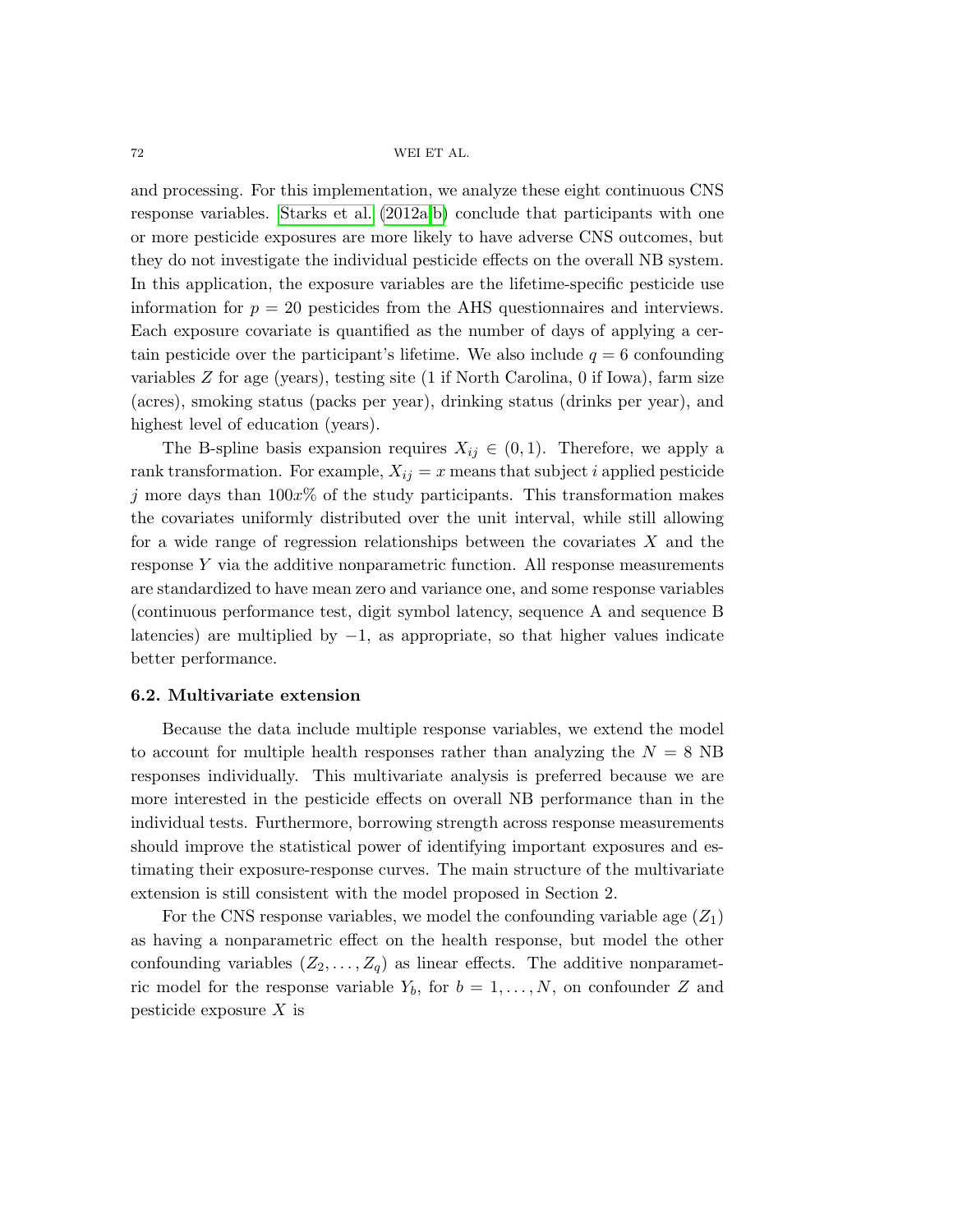and processing. For this implementation, we analyze these eight continuous CNS response variables. Starks et al. (2012a,b) conclude that participants with one or more pesticide exposures are more likely to have adverse CNS outcomes, but they do not investigate the individual pesticide effects on the overall NB system. In this application, the exposure variables are the lifetime-specific pesticide use information for $p = 20$ pesticides from the AHS questionnaires and interviews. Each exposure covariate is quantified as the number of days of applying a certain pesticide over the participant's lifetime. We also include $q = 6$ confounding variables $Z$ for age (years), testing site (1 if North Carolina, 0 if Iowa), farm size (acres), smoking status (packs per year), drinking status (drinks per year), and highest level of education (years).

The B-spline basis expansion requires $X_{ij} \in (0, 1)$. Therefore, we apply a rank transformation. For example, $X_{ij} = x$ means that subject $i$ applied pesticide $j$ more days than $100x\%$ of the study participants. This transformation makes the covariates uniformly distributed over the unit interval, while still allowing for a wide range of regression relationships between the covariates $X$ and the response $Y$ via the additive nonparametric function. All response measurements are standardized to have mean zero and variance one, and some response variables (continuous performance test, digit symbol latency, sequence A and sequence B latencies) are multiplied by $-1$, as appropriate, so that higher values indicate better performance.

### 6.2. Multivariate extension

Because the data include multiple response variables, we extend the model to account for multiple health responses rather than analyzing the $N = 8$ NB responses individually. This multivariate analysis is preferred because we are more interested in the pesticide effects on overall NB performance than in the individual tests. Furthermore, borrowing strength across response measurements should improve the statistical power of identifying important exposures and estimating their exposure-response curves. The main structure of the multivariate extension is still consistent with the model proposed in Section 2.

For the CNS response variables, we model the confounding variable age ($Z_1$) as having a nonparametric effect on the health response, but model the other confounding variables ($Z_2, \ldots, Z_q$) as linear effects. The additive nonparametric model for the response variable $Y_b$, for $b = 1, \ldots, N$, on confounder $Z$ and pesticide exposure $X$ is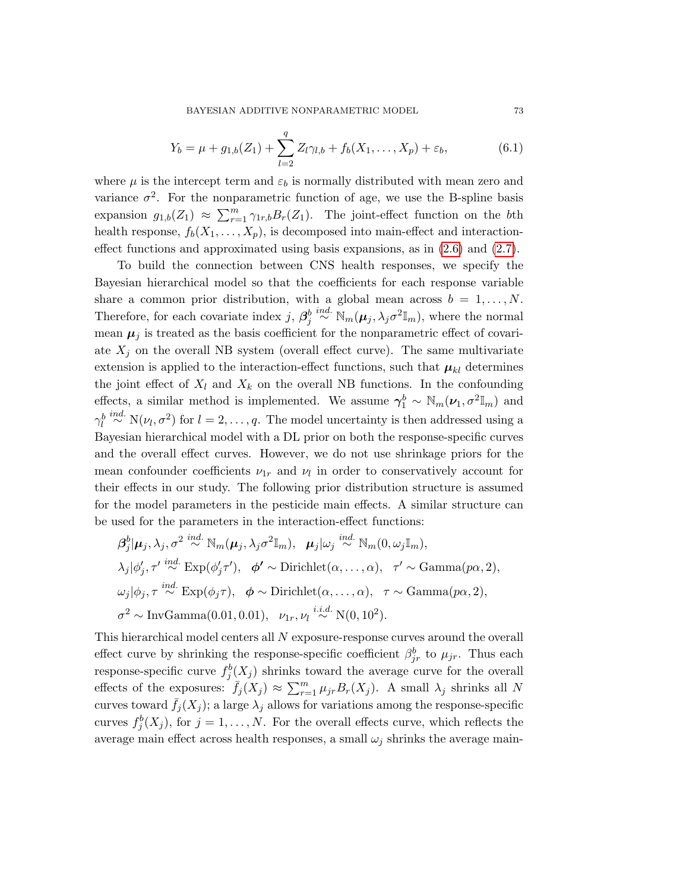$$Y_b = \mu + g_{1,b}(Z_1) + \sum_{l=2}^{q} Z_l \gamma_{l,b} + f_b(X_1, \ldots, X_p) + \varepsilon_b, \tag{6.1}$$

where $\mu$ is the intercept term and $\varepsilon_b$ is normally distributed with mean zero and variance $\sigma^2$. For the nonparametric function of age, we use the B-spline basis expansion $g_{1,b}(Z_1) \approx \sum_{r=1}^{m} \gamma_{1r,b} B_r(Z_1)$. The joint-effect function on the $b$th health response, $f_b(X_1, \ldots, X_p)$, is decomposed into main-effect and interaction-effect functions and approximated using basis expansions, as in (2.6) and (2.7).

To build the connection between CNS health responses, we specify the Bayesian hierarchical model so that the coefficients for each response variable share a common prior distribution, with a global mean across $b = 1, \ldots, N$. Therefore, for each covariate index $j$, $\boldsymbol{\beta}_j^b \overset{ind.}{\sim} \mathbb{N}_m(\boldsymbol{\mu}_j, \lambda_j \sigma^2 \mathbb{I}_m)$, where the normal mean $\boldsymbol{\mu}_j$ is treated as the basis coefficient for the nonparametric effect of covariate $X_j$ on the overall NB system (overall effect curve). The same multivariate extension is applied to the interaction-effect functions, such that $\boldsymbol{\mu}_{kl}$ determines the joint effect of $X_l$ and $X_k$ on the overall NB functions. In the confounding effects, a similar method is implemented. We assume $\boldsymbol{\gamma}_1^b \sim \mathbb{N}_m(\boldsymbol{\nu}_1, \sigma^2 \mathbb{I}_m)$ and $\gamma_l^b \overset{ind.}{\sim} \mathrm{N}(\nu_l, \sigma^2)$ for $l = 2, \ldots, q$. The model uncertainty is then addressed using a Bayesian hierarchical model with a DL prior on both the response-specific curves and the overall effect curves. However, we do not use shrinkage priors for the mean confounder coefficients $\nu_{1r}$ and $\nu_l$ in order to conservatively account for their effects in our study. The following prior distribution structure is assumed for the model parameters in the pesticide main effects. A similar structure can be used for the parameters in the interaction-effect functions:

$$\begin{aligned}
&\boldsymbol{\beta}_j^b | \boldsymbol{\mu}_j, \lambda_j, \sigma^2 \overset{ind.}{\sim} \mathbb{N}_m(\boldsymbol{\mu}_j, \lambda_j \sigma^2 \mathbb{I}_m), \quad \boldsymbol{\mu}_j | \omega_j \overset{ind.}{\sim} \mathbb{N}_m(0, \omega_j \mathbb{I}_m),\\
&\lambda_j | \phi'_j, \tau' \overset{ind.}{\sim} \mathrm{Exp}(\phi'_j \tau'), \quad \boldsymbol{\phi'} \sim \mathrm{Dirichlet}(\alpha, \ldots, \alpha), \quad \tau' \sim \mathrm{Gamma}(p\alpha, 2),\\
&\omega_j | \phi_j, \tau \overset{ind.}{\sim} \mathrm{Exp}(\phi_j \tau), \quad \boldsymbol{\phi} \sim \mathrm{Dirichlet}(\alpha, \ldots, \alpha), \quad \tau \sim \mathrm{Gamma}(p\alpha, 2),\\
&\sigma^2 \sim \mathrm{InvGamma}(0.01, 0.01), \quad \nu_{1r}, \nu_l \overset{i.i.d.}{\sim} \mathrm{N}(0, 10^2).
\end{aligned}$$

This hierarchical model centers all $N$ exposure-response curves around the overall effect curve by shrinking the response-specific coefficient $\beta_{jr}^b$ to $\mu_{jr}$. Thus each response-specific curve $f_j^b(X_j)$ shrinks toward the average curve for the overall effects of the exposures: $\bar{f}_j(X_j) \approx \sum_{r=1}^{m} \mu_{jr} B_r(X_j)$. A small $\lambda_j$ shrinks all $N$ curves toward $\bar{f}_j(X_j)$; a large $\lambda_j$ allows for variations among the response-specific curves $f_j^b(X_j)$, for $j = 1, \ldots, N$. For the overall effects curve, which reflects the average main effect across health responses, a small $\omega_j$ shrinks the average main-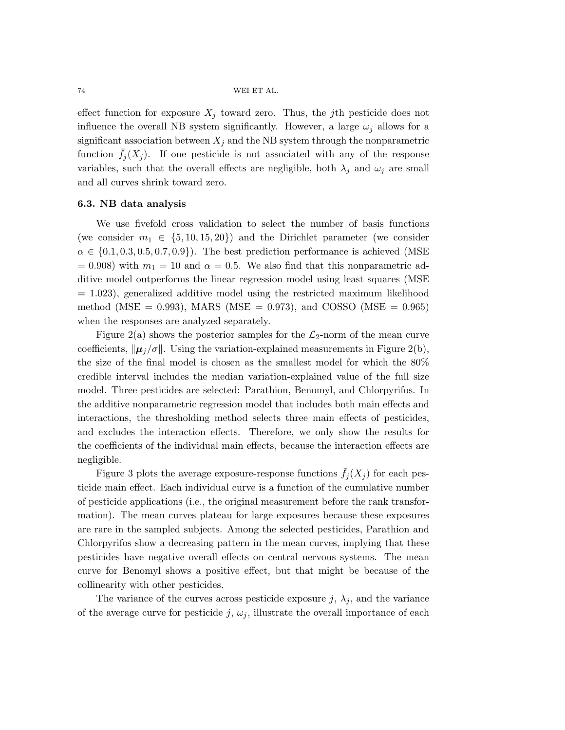effect function for exposure $X_j$ toward zero. Thus, the $j$th pesticide does not influence the overall NB system significantly. However, a large $\omega_j$ allows for a significant association between $X_j$ and the NB system through the nonparametric function $\bar{f}_j(X_j)$. If one pesticide is not associated with any of the response variables, such that the overall effects are negligible, both $\lambda_j$ and $\omega_j$ are small and all curves shrink toward zero.

### 6.3. NB data analysis

We use fivefold cross validation to select the number of basis functions (we consider $m_1 \in \{5, 10, 15, 20\}$) and the Dirichlet parameter (we consider $\alpha \in \{0.1, 0.3, 0.5, 0.7, 0.9\}$). The best prediction performance is achieved (MSE $= 0.908$) with $m_1 = 10$ and $\alpha = 0.5$. We also find that this nonparametric additive model outperforms the linear regression model using least squares (MSE $= 1.023$), generalized additive model using the restricted maximum likelihood method (MSE $= 0.993$), MARS (MSE $= 0.973$), and COSSO (MSE $= 0.965$) when the responses are analyzed separately.

Figure 2(a) shows the posterior samples for the $\mathcal{L}_2$-norm of the mean curve coefficients, $\|\boldsymbol{\mu}_j/\sigma\|$. Using the variation-explained measurements in Figure 2(b), the size of the final model is chosen as the smallest model for which the 80% credible interval includes the median variation-explained value of the full size model. Three pesticides are selected: Parathion, Benomyl, and Chlorpyrifos. In the additive nonparametric regression model that includes both main effects and interactions, the thresholding method selects three main effects of pesticides, and excludes the interaction effects. Therefore, we only show the results for the coefficients of the individual main effects, because the interaction effects are negligible.

Figure 3 plots the average exposure-response functions $\bar{f}_j(X_j)$ for each pesticide main effect. Each individual curve is a function of the cumulative number of pesticide applications (i.e., the original measurement before the rank transformation). The mean curves plateau for large exposures because these exposures are rare in the sampled subjects. Among the selected pesticides, Parathion and Chlorpyrifos show a decreasing pattern in the mean curves, implying that these pesticides have negative overall effects on central nervous systems. The mean curve for Benomyl shows a positive effect, but that might be because of the collinearity with other pesticides.

The variance of the curves across pesticide exposure $j$, $\lambda_j$, and the variance of the average curve for pesticide $j$, $\omega_j$, illustrate the overall importance of each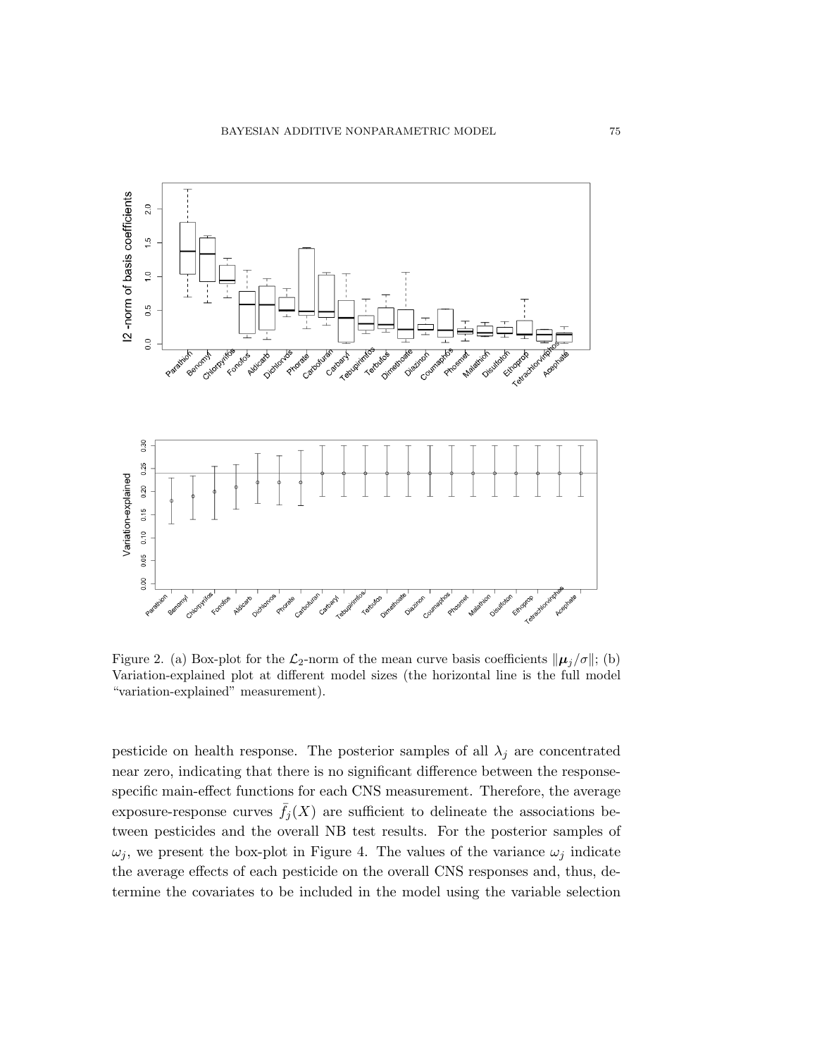Figure 2. (a) Box-plot for the $\mathcal{L}_2$-norm of the mean curve basis coefficients $\|\boldsymbol{\mu}_j/\sigma\|$; (b) Variation-explained plot at different model sizes (the horizontal line is the full model "variation-explained" measurement).

pesticide on health response. The posterior samples of all $\lambda_j$ are concentrated near zero, indicating that there is no significant difference between the response-specific main-effect functions for each CNS measurement. Therefore, the average exposure-response curves $\bar{f}_j(X)$ are sufficient to delineate the associations between pesticides and the overall NB test results. For the posterior samples of $\omega_j$, we present the box-plot in Figure 4. The values of the variance $\omega_j$ indicate the average effects of each pesticide on the overall CNS responses and, thus, determine the covariates to be included in the model using the variable selection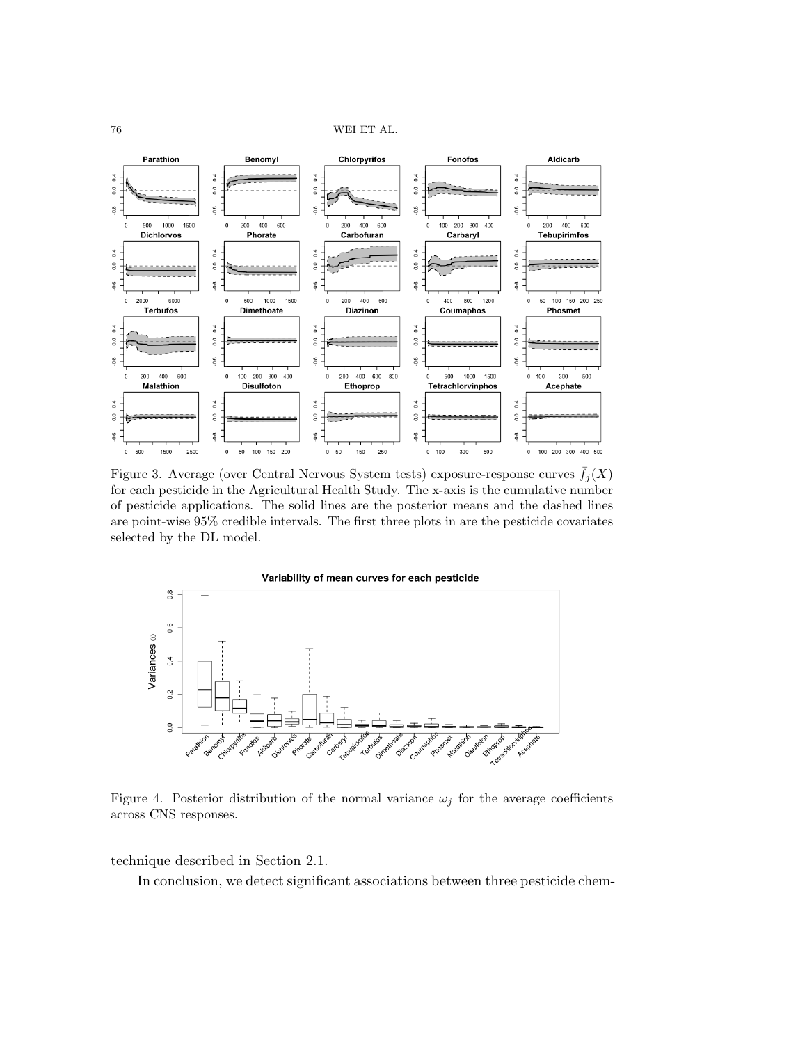Figure 3. Average (over Central Nervous System tests) exposure-response curves $\bar{f}_j(X)$ for each pesticide in the Agricultural Health Study. The x-axis is the cumulative number of pesticide applications. The solid lines are the posterior means and the dashed lines are point-wise 95% credible intervals. The first three plots in are the pesticide covariates selected by the DL model.

Figure 4. Posterior distribution of the normal variance $\omega_j$ for the average coefficients across CNS responses.

technique described in Section 2.1.

In conclusion, we detect significant associations between three pesticide chem-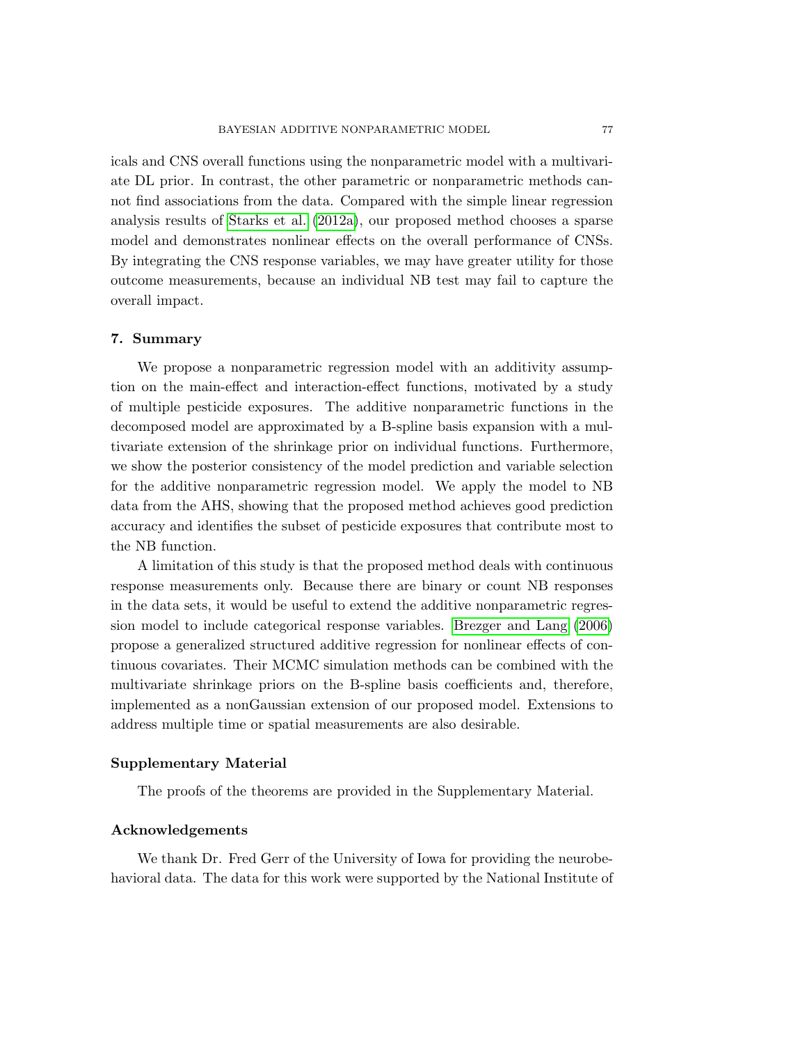icals and CNS overall functions using the nonparametric model with a multivariate DL prior. In contrast, the other parametric or nonparametric methods cannot find associations from the data. Compared with the simple linear regression analysis results of Starks et al. (2012a), our proposed method chooses a sparse model and demonstrates nonlinear effects on the overall performance of CNSs. By integrating the CNS response variables, we may have greater utility for those outcome measurements, because an individual NB test may fail to capture the overall impact.

## 7. Summary

We propose a nonparametric regression model with an additivity assumption on the main-effect and interaction-effect functions, motivated by a study of multiple pesticide exposures. The additive nonparametric functions in the decomposed model are approximated by a B-spline basis expansion with a multivariate extension of the shrinkage prior on individual functions. Furthermore, we show the posterior consistency of the model prediction and variable selection for the additive nonparametric regression model. We apply the model to NB data from the AHS, showing that the proposed method achieves good prediction accuracy and identifies the subset of pesticide exposures that contribute most to the NB function.

A limitation of this study is that the proposed method deals with continuous response measurements only. Because there are binary or count NB responses in the data sets, it would be useful to extend the additive nonparametric regression model to include categorical response variables. Brezger and Lang (2006) propose a generalized structured additive regression for nonlinear effects of continuous covariates. Their MCMC simulation methods can be combined with the multivariate shrinkage priors on the B-spline basis coefficients and, therefore, implemented as a nonGaussian extension of our proposed model. Extensions to address multiple time or spatial measurements are also desirable.

## Supplementary Material

The proofs of the theorems are provided in the Supplementary Material.

## Acknowledgements

We thank Dr. Fred Gerr of the University of Iowa for providing the neurobehavioral data. The data for this work were supported by the National Institute of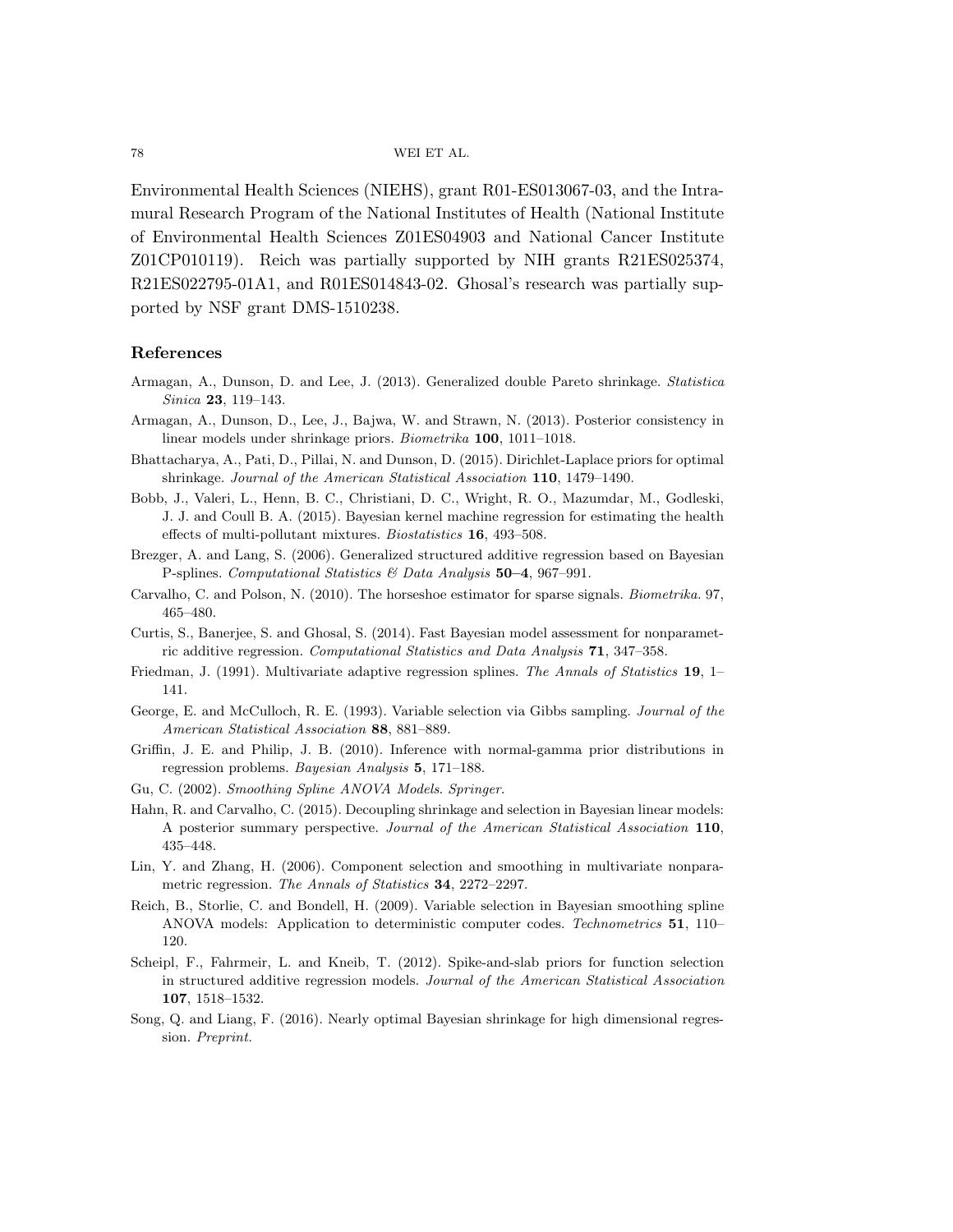Environmental Health Sciences (NIEHS), grant R01-ES013067-03, and the Intramural Research Program of the National Institutes of Health (National Institute of Environmental Health Sciences Z01ES04903 and National Cancer Institute Z01CP010119). Reich was partially supported by NIH grants R21ES025374, R21ES022795-01A1, and R01ES014843-02. Ghosal's research was partially supported by NSF grant DMS-1510238.

## References

Armagan, A., Dunson, D. and Lee, J. (2013). Generalized double Pareto shrinkage. *Statistica Sinica* **23**, 119–143.

Armagan, A., Dunson, D., Lee, J., Bajwa, W. and Strawn, N. (2013). Posterior consistency in linear models under shrinkage priors. *Biometrika* **100**, 1011–1018.

Bhattacharya, A., Pati, D., Pillai, N. and Dunson, D. (2015). Dirichlet-Laplace priors for optimal shrinkage. *Journal of the American Statistical Association* **110**, 1479–1490.

Bobb, J., Valeri, L., Henn, B. C., Christiani, D. C., Wright, R. O., Mazumdar, M., Godleski, J. J. and Coull B. A. (2015). Bayesian kernel machine regression for estimating the health effects of multi-pollutant mixtures. *Biostatistics* **16**, 493–508.

Brezger, A. and Lang, S. (2006). Generalized structured additive regression based on Bayesian P-splines. *Computational Statistics & Data Analysis* **50–4**, 967–991.

Carvalho, C. and Polson, N. (2010). The horseshoe estimator for sparse signals. *Biometrika.* 97, 465–480.

Curtis, S., Banerjee, S. and Ghosal, S. (2014). Fast Bayesian model assessment for nonparametric additive regression. *Computational Statistics and Data Analysis* **71**, 347–358.

Friedman, J. (1991). Multivariate adaptive regression splines. *The Annals of Statistics* **19**, 1–141.

George, E. and McCulloch, R. E. (1993). Variable selection via Gibbs sampling. *Journal of the American Statistical Association* **88**, 881–889.

Griffin, J. E. and Philip, J. B. (2010). Inference with normal-gamma prior distributions in regression problems. *Bayesian Analysis* **5**, 171–188.

Gu, C. (2002). *Smoothing Spline ANOVA Models*. *Springer*.

Hahn, R. and Carvalho, C. (2015). Decoupling shrinkage and selection in Bayesian linear models: A posterior summary perspective. *Journal of the American Statistical Association* **110**, 435–448.

Lin, Y. and Zhang, H. (2006). Component selection and smoothing in multivariate nonparametric regression. *The Annals of Statistics* **34**, 2272–2297.

Reich, B., Storlie, C. and Bondell, H. (2009). Variable selection in Bayesian smoothing spline ANOVA models: Application to deterministic computer codes. *Technometrics* **51**, 110–120.

Scheipl, F., Fahrmeir, L. and Kneib, T. (2012). Spike-and-slab priors for function selection in structured additive regression models. *Journal of the American Statistical Association* **107**, 1518–1532.

Song, Q. and Liang, F. (2016). Nearly optimal Bayesian shrinkage for high dimensional regression. *Preprint.*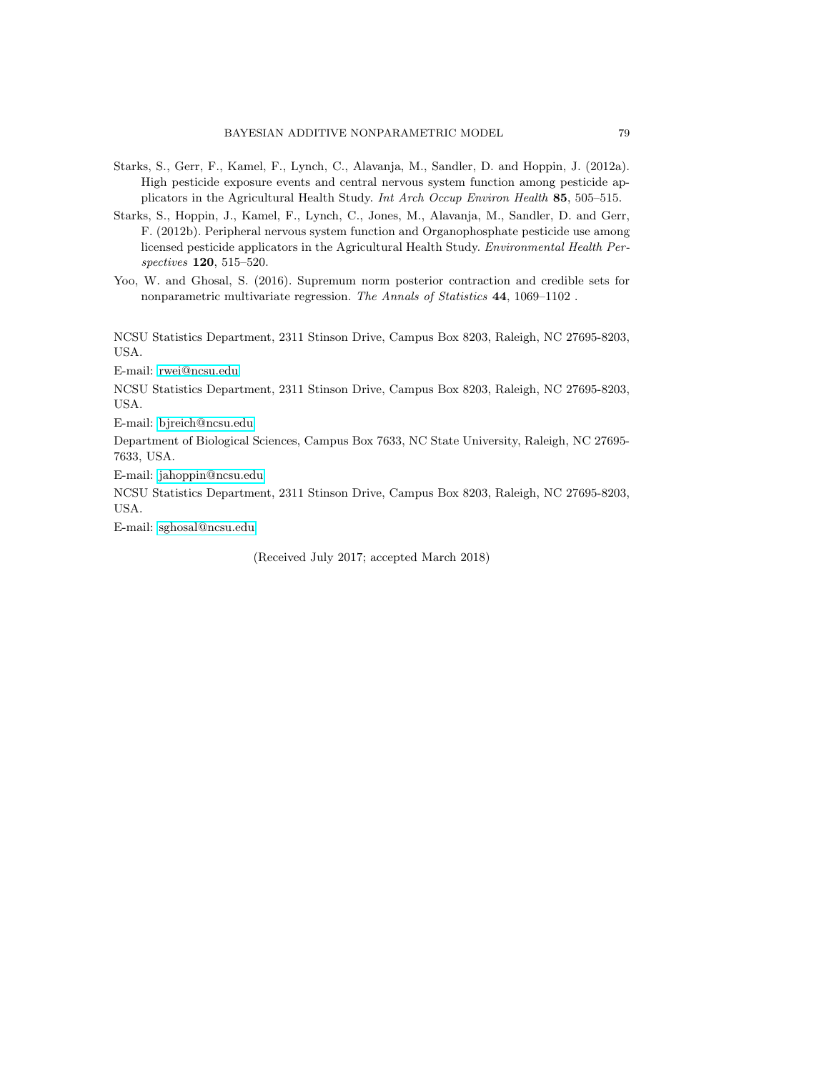Starks, S., Gerr, F., Kamel, F., Lynch, C., Alavanja, M., Sandler, D. and Hoppin, J. (2012a). High pesticide exposure events and central nervous system function among pesticide applicators in the Agricultural Health Study. *Int Arch Occup Environ Health* **85**, 505–515.

Starks, S., Hoppin, J., Kamel, F., Lynch, C., Jones, M., Alavanja, M., Sandler, D. and Gerr, F. (2012b). Peripheral nervous system function and Organophosphate pesticide use among licensed pesticide applicators in the Agricultural Health Study. *Environmental Health Perspectives* **120**, 515–520.

Yoo, W. and Ghosal, S. (2016). Supremum norm posterior contraction and credible sets for nonparametric multivariate regression. *The Annals of Statistics* **44**, 1069–1102 .

NCSU Statistics Department, 2311 Stinson Drive, Campus Box 8203, Raleigh, NC 27695-8203, USA.

E-mail: rwei@ncsu.edu

NCSU Statistics Department, 2311 Stinson Drive, Campus Box 8203, Raleigh, NC 27695-8203, USA.

E-mail: bjreich@ncsu.edu

Department of Biological Sciences, Campus Box 7633, NC State University, Raleigh, NC 27695-7633, USA.

E-mail: jahoppin@ncsu.edu

NCSU Statistics Department, 2311 Stinson Drive, Campus Box 8203, Raleigh, NC 27695-8203, USA.

E-mail: sghosal@ncsu.edu

(Received July 2017; accepted March 2018)